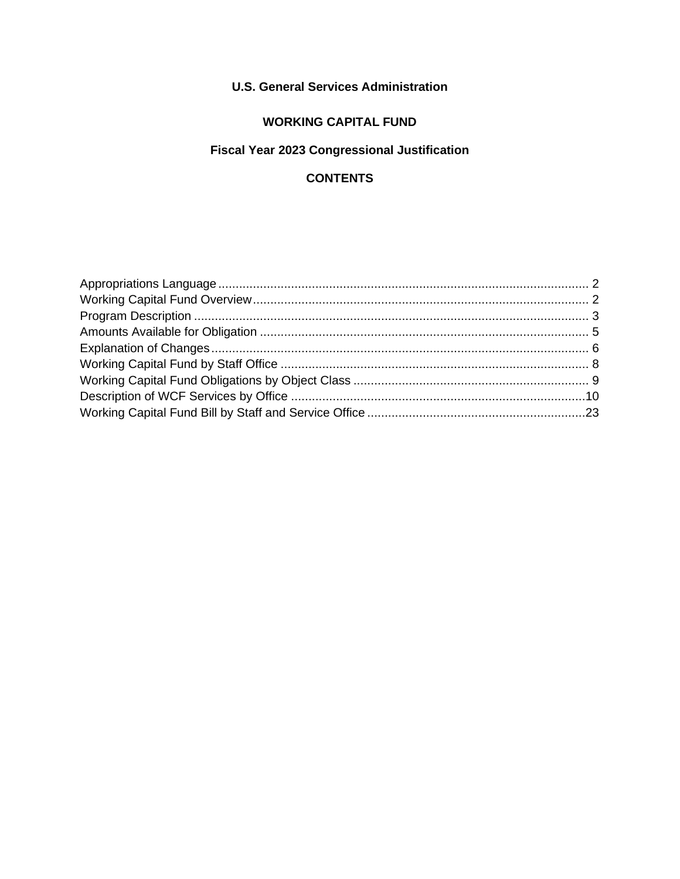# U.S. General Services Administration

## WORKING CAPITAL FUND

## Fiscal Year 2023 Congressional Justification

## CONTENTS

| Section | Page |
| --- | --- |
| Appropriations Language | 2 |
| Working Capital Fund Overview | 2 |
| Program Description | 3 |
| Amounts Available for Obligation | 5 |
| Explanation of Changes | 6 |
| Working Capital Fund by Staff Office | 8 |
| Working Capital Fund Obligations by Object Class | 9 |
| Description of WCF Services by Office | 10 |
| Working Capital Fund Bill by Staff and Service Office | 23 |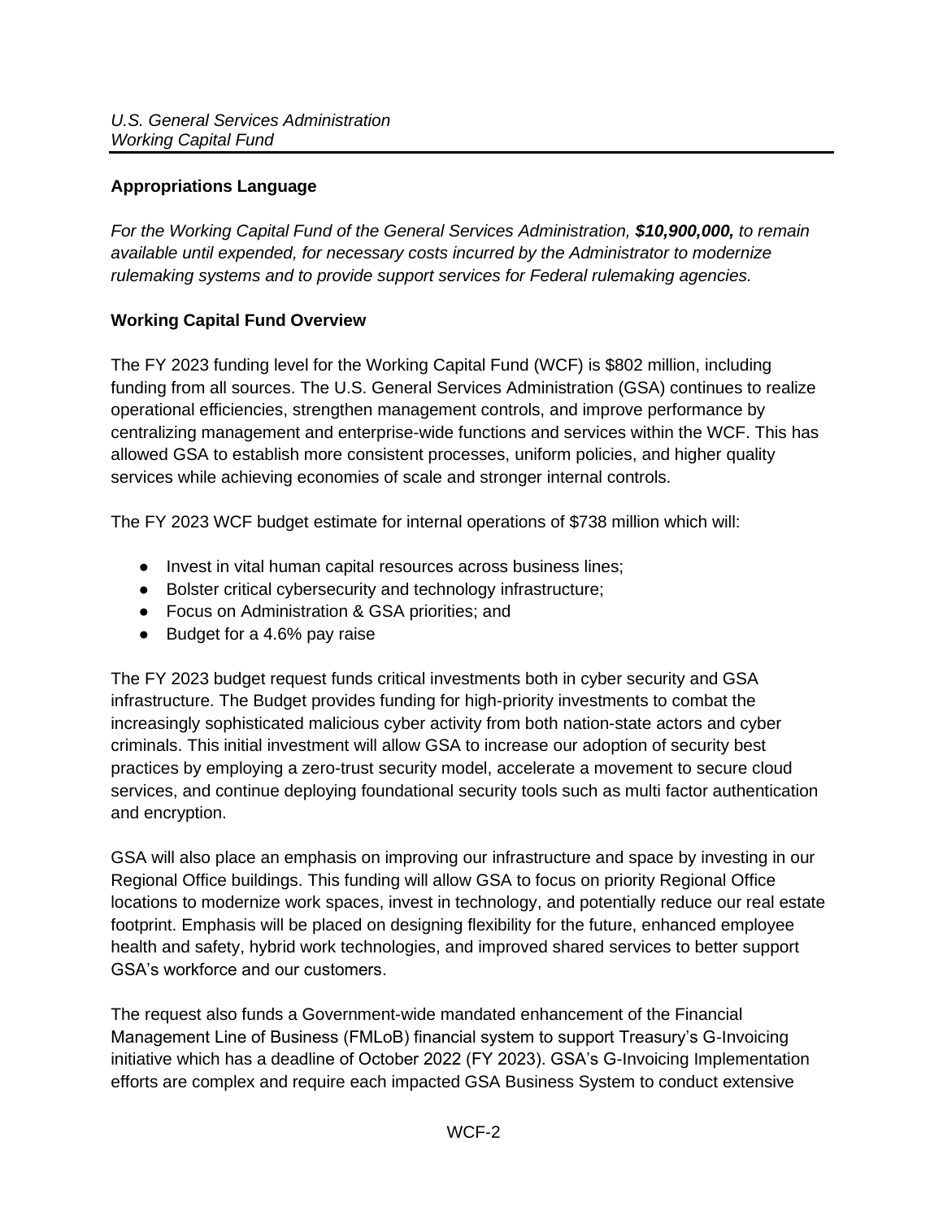## Appropriations Language

*For the Working Capital Fund of the General Services Administration, **$10,900,000,** to remain available until expended, for necessary costs incurred by the Administrator to modernize rulemaking systems and to provide support services for Federal rulemaking agencies.*

## Working Capital Fund Overview

The FY 2023 funding level for the Working Capital Fund (WCF) is $802 million, including funding from all sources. The U.S. General Services Administration (GSA) continues to realize operational efficiencies, strengthen management controls, and improve performance by centralizing management and enterprise-wide functions and services within the WCF. This has allowed GSA to establish more consistent processes, uniform policies, and higher quality services while achieving economies of scale and stronger internal controls.

The FY 2023 WCF budget estimate for internal operations of $738 million which will:

- Invest in vital human capital resources across business lines;
- Bolster critical cybersecurity and technology infrastructure;
- Focus on Administration & GSA priorities; and
- Budget for a 4.6% pay raise

The FY 2023 budget request funds critical investments both in cyber security and GSA infrastructure. The Budget provides funding for high-priority investments to combat the increasingly sophisticated malicious cyber activity from both nation-state actors and cyber criminals. This initial investment will allow GSA to increase our adoption of security best practices by employing a zero-trust security model, accelerate a movement to secure cloud services, and continue deploying foundational security tools such as multi factor authentication and encryption.

GSA will also place an emphasis on improving our infrastructure and space by investing in our Regional Office buildings. This funding will allow GSA to focus on priority Regional Office locations to modernize work spaces, invest in technology, and potentially reduce our real estate footprint. Emphasis will be placed on designing flexibility for the future, enhanced employee health and safety, hybrid work technologies, and improved shared services to better support GSA's workforce and our customers.

The request also funds a Government-wide mandated enhancement of the Financial Management Line of Business (FMLoB) financial system to support Treasury's G-Invoicing initiative which has a deadline of October 2022 (FY 2023). GSA's G-Invoicing Implementation efforts are complex and require each impacted GSA Business System to conduct extensive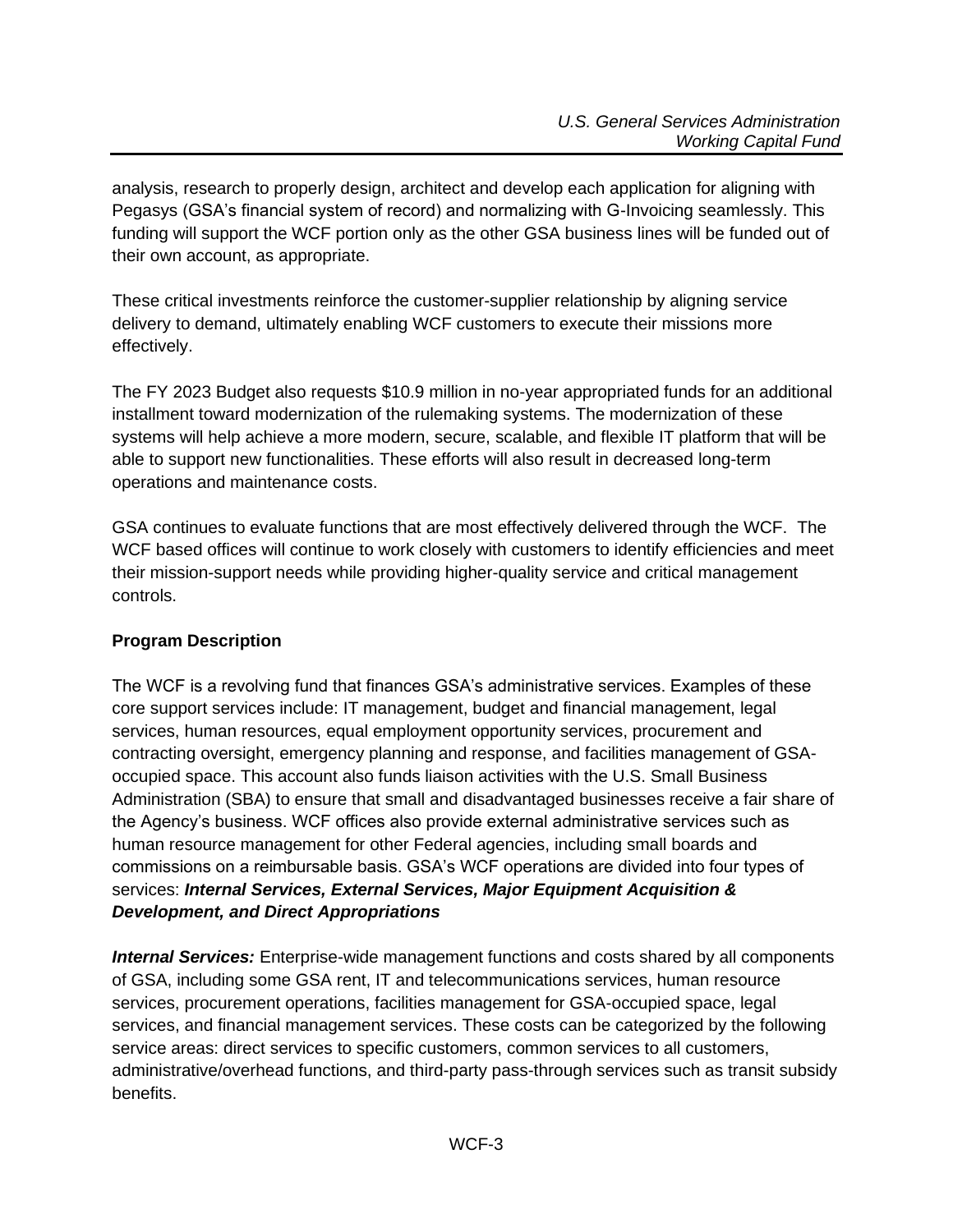analysis, research to properly design, architect and develop each application for aligning with Pegasys (GSA's financial system of record) and normalizing with G-Invoicing seamlessly. This funding will support the WCF portion only as the other GSA business lines will be funded out of their own account, as appropriate.

These critical investments reinforce the customer-supplier relationship by aligning service delivery to demand, ultimately enabling WCF customers to execute their missions more effectively.

The FY 2023 Budget also requests $10.9 million in no-year appropriated funds for an additional installment toward modernization of the rulemaking systems. The modernization of these systems will help achieve a more modern, secure, scalable, and flexible IT platform that will be able to support new functionalities. These efforts will also result in decreased long-term operations and maintenance costs.

GSA continues to evaluate functions that are most effectively delivered through the WCF. The WCF based offices will continue to work closely with customers to identify efficiencies and meet their mission-support needs while providing higher-quality service and critical management controls.

**Program Description**

The WCF is a revolving fund that finances GSA's administrative services. Examples of these core support services include: IT management, budget and financial management, legal services, human resources, equal employment opportunity services, procurement and contracting oversight, emergency planning and response, and facilities management of GSA-occupied space. This account also funds liaison activities with the U.S. Small Business Administration (SBA) to ensure that small and disadvantaged businesses receive a fair share of the Agency's business. WCF offices also provide external administrative services such as human resource management for other Federal agencies, including small boards and commissions on a reimbursable basis. GSA's WCF operations are divided into four types of services: ***Internal Services, External Services, Major Equipment Acquisition & Development, and Direct Appropriations***

***Internal Services:*** Enterprise-wide management functions and costs shared by all components of GSA, including some GSA rent, IT and telecommunications services, human resource services, procurement operations, facilities management for GSA-occupied space, legal services, and financial management services. These costs can be categorized by the following service areas: direct services to specific customers, common services to all customers, administrative/overhead functions, and third-party pass-through services such as transit subsidy benefits.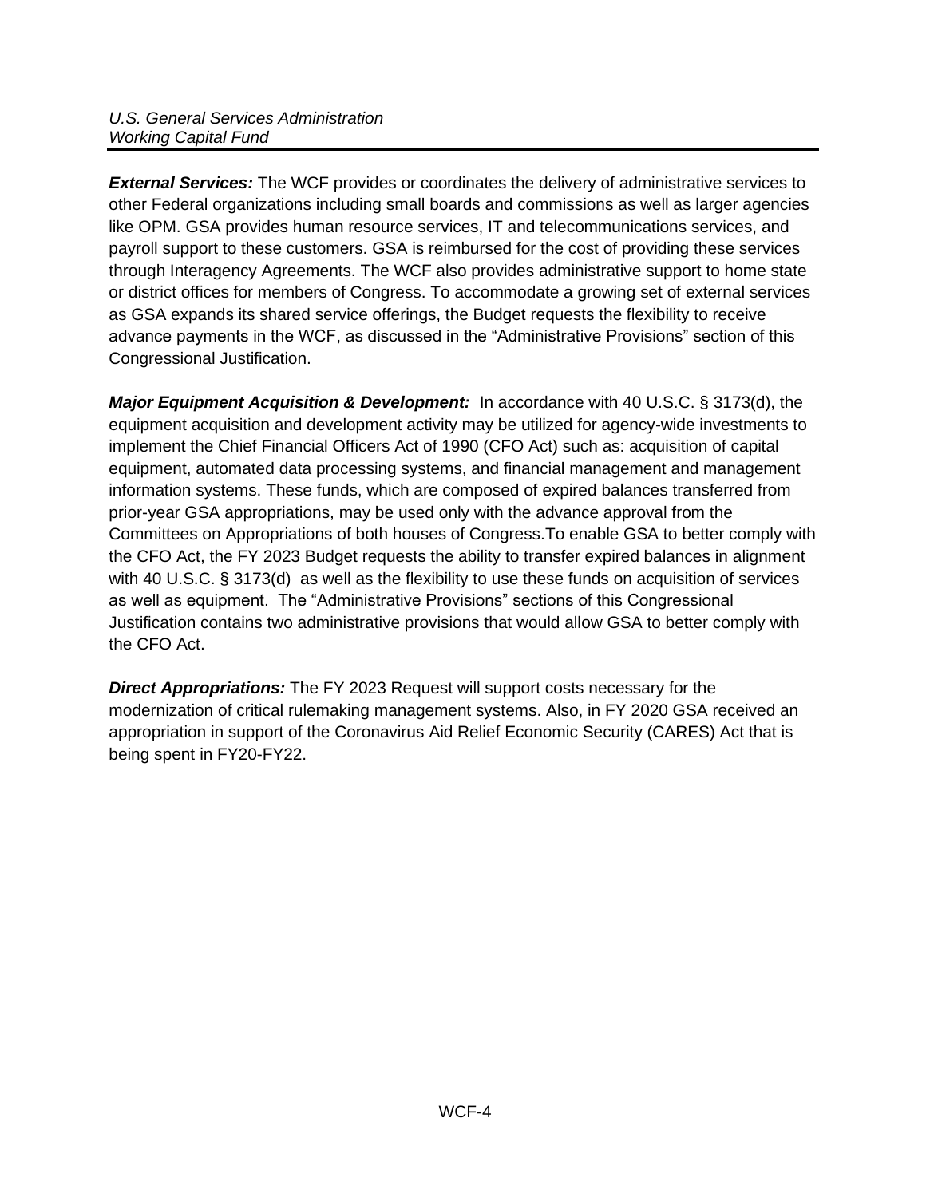***External Services:*** The WCF provides or coordinates the delivery of administrative services to other Federal organizations including small boards and commissions as well as larger agencies like OPM. GSA provides human resource services, IT and telecommunications services, and payroll support to these customers. GSA is reimbursed for the cost of providing these services through Interagency Agreements. The WCF also provides administrative support to home state or district offices for members of Congress. To accommodate a growing set of external services as GSA expands its shared service offerings, the Budget requests the flexibility to receive advance payments in the WCF, as discussed in the "Administrative Provisions" section of this Congressional Justification.

***Major Equipment Acquisition & Development:*** In accordance with 40 U.S.C. § 3173(d), the equipment acquisition and development activity may be utilized for agency-wide investments to implement the Chief Financial Officers Act of 1990 (CFO Act) such as: acquisition of capital equipment, automated data processing systems, and financial management and management information systems. These funds, which are composed of expired balances transferred from prior-year GSA appropriations, may be used only with the advance approval from the Committees on Appropriations of both houses of Congress.To enable GSA to better comply with the CFO Act, the FY 2023 Budget requests the ability to transfer expired balances in alignment with 40 U.S.C. § 3173(d) as well as the flexibility to use these funds on acquisition of services as well as equipment. The "Administrative Provisions" sections of this Congressional Justification contains two administrative provisions that would allow GSA to better comply with the CFO Act.

***Direct Appropriations:*** The FY 2023 Request will support costs necessary for the modernization of critical rulemaking management systems. Also, in FY 2020 GSA received an appropriation in support of the Coronavirus Aid Relief Economic Security (CARES) Act that is being spent in FY20-FY22.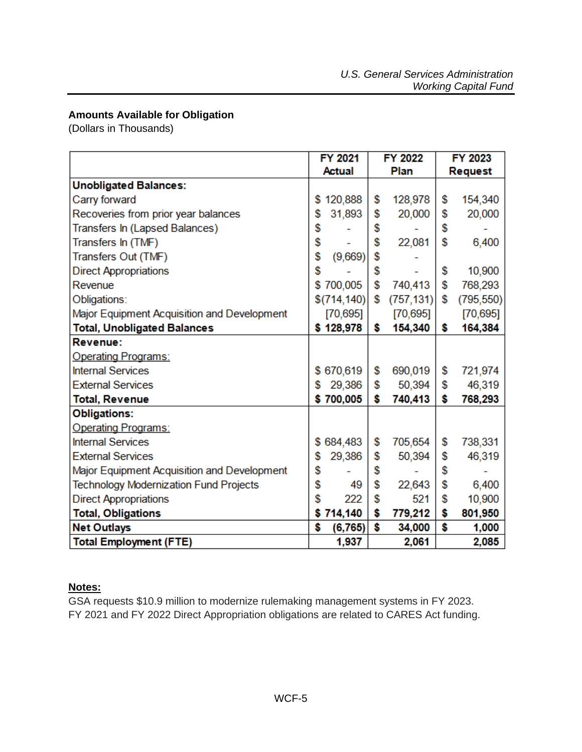**Amounts Available for Obligation**
(Dollars in Thousands)

| | FY 2021 Actual | FY 2022 Plan | FY 2023 Request |
|---|---|---|---|
| **Unobligated Balances:** | | | |
| Carry forward | $ 120,888 | $ 128,978 | $ 154,340 |
| Recoveries from prior year balances | $ 31,893 | $ 20,000 | $ 20,000 |
| Transfers In (Lapsed Balances) | $ - | $ - | $ - |
| Transfers In (TMF) | $ - | $ 22,081 | $ 6,400 |
| Transfers Out (TMF) | $ (9,669) | $ - | |
| Direct Appropriations | $ - | $ - | $ 10,900 |
| Revenue | $ 700,005 | $ 740,413 | $ 768,293 |
| Obligations: | $(714,140) | $ (757,131) | $ (795,550) |
| Major Equipment Acquisition and Development | [70,695] | [70,695] | [70,695] |
| **Total, Unobligated Balances** | **$ 128,978** | **$ 154,340** | **$ 164,384** |
| **Revenue:** | | | |
| Operating Programs: | | | |
| Internal Services | $ 670,619 | $ 690,019 | $ 721,974 |
| External Services | $ 29,386 | $ 50,394 | $ 46,319 |
| **Total, Revenue** | **$ 700,005** | **$ 740,413** | **$ 768,293** |
| **Obligations:** | | | |
| Operating Programs: | | | |
| Internal Services | $ 684,483 | $ 705,654 | $ 738,331 |
| External Services | $ 29,386 | $ 50,394 | $ 46,319 |
| Major Equipment Acquisition and Development | $ - | $ - | $ - |
| Technology Modernization Fund Projects | $ 49 | $ 22,643 | $ 6,400 |
| Direct Appropriations | $ 222 | $ 521 | $ 10,900 |
| **Total, Obligations** | **$ 714,140** | **$ 779,212** | **$ 801,950** |
| **Net Outlays** | **$ (6,765)** | **$ 34,000** | **$ 1,000** |
| **Total Employment (FTE)** | **1,937** | **2,061** | **2,085** |

**Notes:**

GSA requests $10.9 million to modernize rulemaking management systems in FY 2023.
FY 2021 and FY 2022 Direct Appropriation obligations are related to CARES Act funding.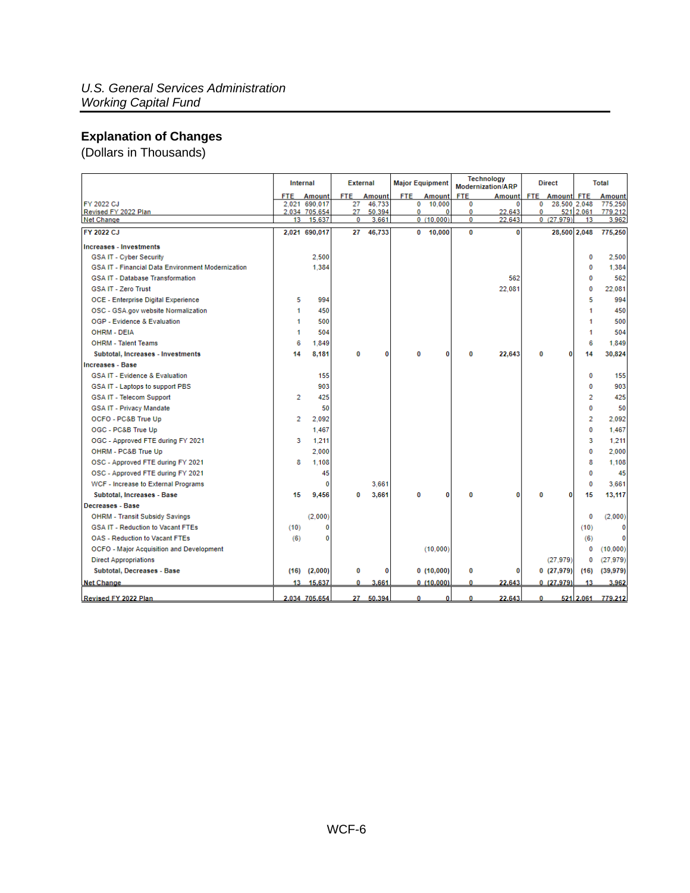*U.S. General Services Administration*
*Working Capital Fund*

## Explanation of Changes

(Dollars in Thousands)

| | Internal | | External | | Major Equipment | | Technology Modernization/ARP | | Direct | | Total | |
|---|---|---|---|---|---|---|---|---|---|---|---|---|
| | FTE | Amount | FTE | Amount | FTE | Amount | FTE | Amount | FTE | Amount | FTE | Amount |
| FY 2022 CJ | 2,021 | 690,017 | 27 | 46,733 | 0 | 10,000 | 0 | 0 | 0 | 28,500 | 2,048 | 775,250 |
| Revised FY 2022 Plan | 2,034 | 705,654 | 27 | 50,394 | 0 | 0 | 0 | 22,643 | 0 | 521 | 2,061 | 779,212 |
| Net Change | 13 | 15,637 | 0 | 3,661 | 0 | (10,000) | 0 | 22,643 | 0 | (27,979) | 13 | 3,962 |
| **FY 2022 CJ** | **2,021** | **690,017** | **27** | **46,733** | **0** | **10,000** | **0** | **0** | | **28,500** | **2,048** | **775,250** |
| **Increases - Investments** | | | | | | | | | | | | |
| GSA IT - Cyber Security | | 2,500 | | | | | | | | | 0 | 2,500 |
| GSA IT - Financial Data Environment Modernization | | 1,384 | | | | | | | | | 0 | 1,384 |
| GSA IT - Database Transformation | | | | | | | | 562 | | | 0 | 562 |
| GSA IT - Zero Trust | | | | | | | | 22,081 | | | 0 | 22,081 |
| OCE - Enterprise Digital Experience | 5 | 994 | | | | | | | | | 5 | 994 |
| OSC - GSA.gov website Normalization | 1 | 450 | | | | | | | | | 1 | 450 |
| OGP - Evidence & Evaluation | 1 | 500 | | | | | | | | | 1 | 500 |
| OHRM - DEIA | 1 | 504 | | | | | | | | | 1 | 504 |
| OHRM - Talent Teams | 6 | 1,849 | | | | | | | | | 6 | 1,849 |
| **Subtotal, Increases - Investments** | **14** | **8,181** | **0** | **0** | **0** | **0** | **0** | **22,643** | **0** | **0** | **14** | **30,824** |
| **Increases - Base** | | | | | | | | | | | | |
| GSA IT - Evidence & Evaluation | | 155 | | | | | | | | | 0 | 155 |
| GSA IT - Laptops to support PBS | | 903 | | | | | | | | | 0 | 903 |
| GSA IT - Telecom Support | 2 | 425 | | | | | | | | | 2 | 425 |
| GSA IT - Privacy Mandate | | 50 | | | | | | | | | 0 | 50 |
| OCFO - PC&B True Up | 2 | 2,092 | | | | | | | | | 2 | 2,092 |
| OGC - PC&B True Up | | 1,467 | | | | | | | | | 0 | 1,467 |
| OGC - Approved FTE during FY 2021 | 3 | 1,211 | | | | | | | | | 3 | 1,211 |
| OHRM - PC&B True Up | | 2,000 | | | | | | | | | 0 | 2,000 |
| OSC - Approved FTE during FY 2021 | 8 | 1,108 | | | | | | | | | 8 | 1,108 |
| OSC - Approved FTE during FY 2021 | | 45 | | | | | | | | | 0 | 45 |
| WCF - Increase to External Programs | | 0 | | 3,661 | | | | | | | 0 | 3,661 |
| **Subtotal, Increases - Base** | **15** | **9,456** | **0** | **3,661** | **0** | **0** | **0** | **0** | **0** | **0** | **15** | **13,117** |
| **Decreases - Base** | | | | | | | | | | | | |
| OHRM - Transit Subsidy Savings | | (2,000) | | | | | | | | | 0 | (2,000) |
| GSA IT - Reduction to Vacant FTEs | (10) | 0 | | | | | | | | | (10) | 0 |
| OAS - Reduction to Vacant FTEs | (6) | 0 | | | | | | | | | (6) | 0 |
| OCFO - Major Acquisition and Development | | | | | | (10,000) | | | | | 0 | (10,000) |
| Direct Appropriations | | | | | | | | | | (27,979) | 0 | (27,979) |
| **Subtotal, Decreases - Base** | **(16)** | **(2,000)** | **0** | **0** | **0** | **(10,000)** | **0** | **0** | **0** | **(27,979)** | **(16)** | **(39,979)** |
| **Net Change** | **13** | **15,637** | **0** | **3,661** | **0** | **(10,000)** | **0** | **22,643** | **0** | **(27,979)** | **13** | **3,962** |
| **Revised FY 2022 Plan** | **2,034** | **705,654** | **27** | **50,394** | **0** | **0** | **0** | **22,643** | **0** | **521** | **2,061** | **779,212** |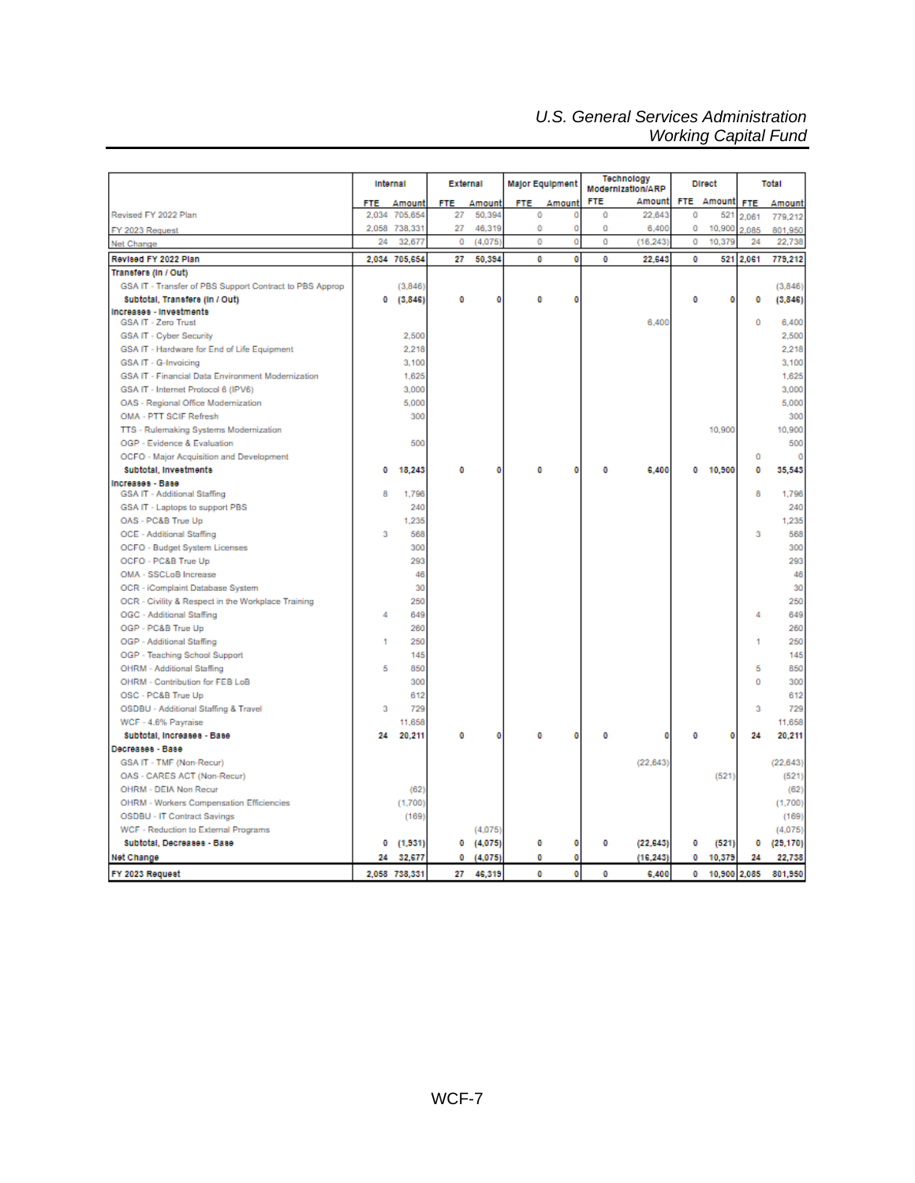| | Internal | | External | | Major Equipment | | Technology Modernization/ARP | | Direct | | Total | |
|---|---|---|---|---|---|---|---|---|---|---|---|---|
| | FTE | Amount | FTE | Amount | FTE | Amount | FTE | Amount | FTE | Amount | FTE | Amount |
| Revised FY 2022 Plan | 2,034 | 705,654 | 27 | 50,394 | 0 | 0 | 0 | 22,643 | 0 | 521 | 2,061 | 779,212 |
| FY 2023 Request | 2,058 | 738,331 | 27 | 46,319 | 0 | 0 | 0 | 6,400 | 0 | 10,900 | 2,085 | 801,950 |
| Net Change | 24 | 32,677 | 0 | (4,075) | 0 | 0 | 0 | (16,243) | 0 | 10,379 | 24 | 22,738 |
| **Revised FY 2022 Plan** | **2,034** | **705,654** | **27** | **50,394** | **0** | **0** | **0** | **22,643** | **0** | **521** | **2,061** | **779,212** |
| **Transfers (In / Out)** | | | | | | | | | | | | |
| GSA IT - Transfer of PBS Support Contract to PBS Approp | | (3,846) | | | | | | | | | | (3,846) |
| **Subtotal, Transfers (In / Out)** | **0** | **(3,846)** | **0** | **0** | **0** | **0** | | | **0** | **0** | **0** | **(3,846)** |
| **Increases - Investments** | | | | | | | | | | | | |
| GSA IT - Zero Trust | | | | | | | | 6,400 | | | 0 | 6,400 |
| GSA IT - Cyber Security | | 2,500 | | | | | | | | | | 2,500 |
| GSA IT - Hardware for End of Life Equipment | | 2,218 | | | | | | | | | | 2,218 |
| GSA IT - G-Invoicing | | 3,100 | | | | | | | | | | 3,100 |
| GSA IT - Financial Data Environment Modernization | | 1,625 | | | | | | | | | | 1,625 |
| GSA IT - Internet Protocol 6 (IPV6) | | 3,000 | | | | | | | | | | 3,000 |
| OAS - Regional Office Modernization | | 5,000 | | | | | | | | | | 5,000 |
| OMA - PTT SCIF Refresh | | 300 | | | | | | | | | | 300 |
| TTS - Rulemaking Systems Modernization | | | | | | | | | | 10,900 | | 10,900 |
| OGP - Evidence & Evaluation | | 500 | | | | | | | | | | 500 |
| OCFO - Major Acquisition and Development | | | | | | | | | | | 0 | 0 |
| **Subtotal, Investments** | **0** | **18,243** | **0** | **0** | **0** | **0** | **0** | **6,400** | **0** | **10,900** | **0** | **35,543** |
| **Increases - Base** | | | | | | | | | | | | |
| GSA IT - Additional Staffing | 8 | 1,796 | | | | | | | | | 8 | 1,796 |
| GSA IT - Laptops to support PBS | | 240 | | | | | | | | | | 240 |
| OAS - PC&B True Up | | 1,235 | | | | | | | | | | 1,235 |
| OCE - Additional Staffing | 3 | 568 | | | | | | | | | 3 | 568 |
| OCFO - Budget System Licenses | | 300 | | | | | | | | | | 300 |
| OCFO - PC&B True Up | | 293 | | | | | | | | | | 293 |
| OMA - SSCLoB Increase | | 46 | | | | | | | | | | 46 |
| OCR - iComplaint Database System | | 30 | | | | | | | | | | 30 |
| OCR - Civility & Respect in the Workplace Training | | 250 | | | | | | | | | | 250 |
| OGC - Additional Staffing | 4 | 649 | | | | | | | | | 4 | 649 |
| OGP - PC&B True Up | | 260 | | | | | | | | | | 260 |
| OGP - Additional Staffing | 1 | 250 | | | | | | | | | 1 | 250 |
| OGP - Teaching School Support | | 145 | | | | | | | | | | 145 |
| OHRM - Additional Staffing | 5 | 850 | | | | | | | | | 5 | 850 |
| OHRM - Contribution for FEB LoB | | 300 | | | | | | | | | 0 | 300 |
| OSC - PC&B True Up | | 612 | | | | | | | | | | 612 |
| OSDBU - Additional Staffing & Travel | 3 | 729 | | | | | | | | | 3 | 729 |
| WCF - 4.6% Payraise | | 11,658 | | | | | | | | | | 11,658 |
| **Subtotal, Increases - Base** | **24** | **20,211** | **0** | **0** | **0** | **0** | **0** | **0** | **0** | **0** | **24** | **20,211** |
| **Decreases - Base** | | | | | | | | | | | | |
| GSA IT - TMF (Non-Recur) | | | | | | | | (22,643) | | | | (22,643) |
| OAS - CARES ACT (Non-Recur) | | | | | | | | | | (521) | | (521) |
| OHRM - DEIA Non Recur | | (62) | | | | | | | | | | (62) |
| OHRM - Workers Compensation Efficiencies | | (1,700) | | | | | | | | | | (1,700) |
| OSDBU - IT Contract Savings | | (169) | | | | | | | | | | (169) |
| WCF - Reduction to External Programs | | | | (4,075) | | | | | | | | (4,075) |
| **Subtotal, Decreases - Base** | **0** | **(1,931)** | **0** | **(4,075)** | **0** | **0** | **0** | **(22,643)** | **0** | **(521)** | **0** | **(29,170)** |
| **Net Change** | **24** | **32,677** | **0** | **(4,075)** | **0** | **0** | | **(16,243)** | **0** | **10,379** | **24** | **22,738** |
| **FY 2023 Request** | **2,058** | **738,331** | **27** | **46,319** | **0** | **0** | **0** | **6,400** | **0** | **10,900** | **2,085** | **801,950** |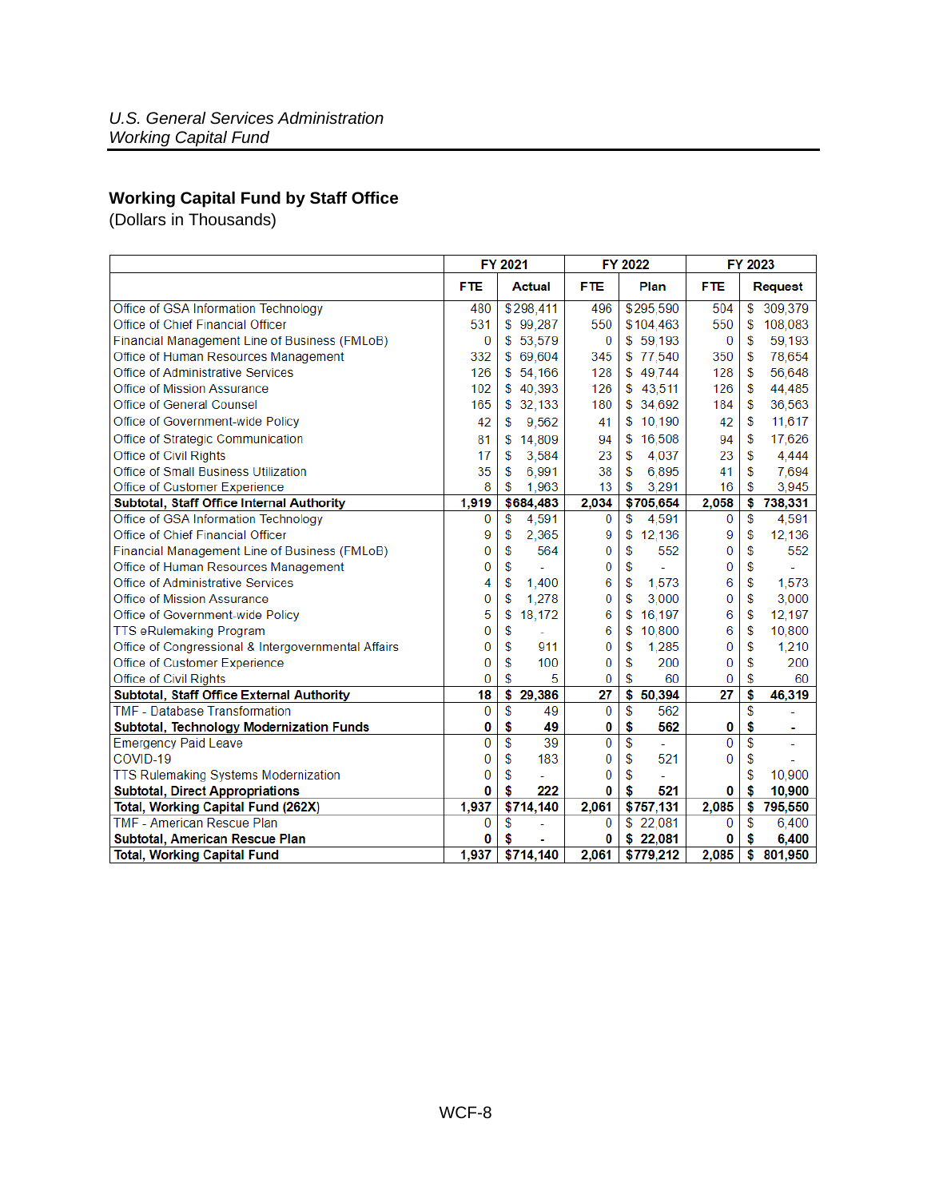## Working Capital Fund by Staff Office

(Dollars in Thousands)

| | FY 2021 | | FY 2022 | | FY 2023 | |
|---|---|---|---|---|---|---|
| | FTE | Actual | FTE | Plan | FTE | Request |
| Office of GSA Information Technology | 480 | $298,411 | 496 | $295,590 | 504 | $ 309,379 |
| Office of Chief Financial Officer | 531 | $ 99,287 | 550 | $104,463 | 550 | $ 108,083 |
| Financial Management Line of Business (FMLoB) | 0 | $ 53,579 | 0 | $ 59,193 | 0 | $ 59,193 |
| Office of Human Resources Management | 332 | $ 69,604 | 345 | $ 77,540 | 350 | $ 78,654 |
| Office of Administrative Services | 126 | $ 54,166 | 128 | $ 49,744 | 128 | $ 56,648 |
| Office of Mission Assurance | 102 | $ 40,393 | 126 | $ 43,511 | 126 | $ 44,485 |
| Office of General Counsel | 165 | $ 32,133 | 180 | $ 34,692 | 184 | $ 36,563 |
| Office of Government-wide Policy | 42 | $ 9,562 | 41 | $ 10,190 | 42 | $ 11,617 |
| Office of Strategic Communication | 81 | $ 14,809 | 94 | $ 16,508 | 94 | $ 17,626 |
| Office of Civil Rights | 17 | $ 3,584 | 23 | $ 4,037 | 23 | $ 4,444 |
| Office of Small Business Utilization | 35 | $ 6,991 | 38 | $ 6,895 | 41 | $ 7,694 |
| Office of Customer Experience | 8 | $ 1,963 | 13 | $ 3,291 | 16 | $ 3,945 |
| **Subtotal, Staff Office Internal Authority** | **1,919** | **$684,483** | **2,034** | **$705,654** | **2,058** | **$ 738,331** |
| Office of GSA Information Technology | 0 | $ 4,591 | 0 | $ 4,591 | 0 | $ 4,591 |
| Office of Chief Financial Officer | 9 | $ 2,365 | 9 | $ 12,136 | 9 | $ 12,136 |
| Financial Management Line of Business (FMLoB) | 0 | $ 564 | 0 | $ 552 | 0 | $ 552 |
| Office of Human Resources Management | 0 | $ - | 0 | $ - | 0 | $ - |
| Office of Administrative Services | 4 | $ 1,400 | 6 | $ 1,573 | 6 | $ 1,573 |
| Office of Mission Assurance | 0 | $ 1,278 | 0 | $ 3,000 | 0 | $ 3,000 |
| Office of Government-wide Policy | 5 | $ 18,172 | 6 | $ 16,197 | 6 | $ 12,197 |
| TTS eRulemaking Program | 0 | $ - | 6 | $ 10,800 | 6 | $ 10,800 |
| Office of Congressional & Intergovernmental Affairs | 0 | $ 911 | 0 | $ 1,285 | 0 | $ 1,210 |
| Office of Customer Experience | 0 | $ 100 | 0 | $ 200 | 0 | $ 200 |
| Office of Civil Rights | 0 | $ 5 | 0 | $ 60 | 0 | $ 60 |
| **Subtotal, Staff Office External Authority** | **18** | **$ 29,386** | **27** | **$ 50,394** | **27** | **$ 46,319** |
| TMF - Database Transformation | 0 | $ 49 | 0 | $ 562 | | $ - |
| **Subtotal, Technology Modernization Funds** | **0** | **$ 49** | **0** | **$ 562** | **0** | **$ -** |
| Emergency Paid Leave | 0 | $ 39 | 0 | $ - | 0 | $ - |
| COVID-19 | 0 | $ 183 | 0 | $ 521 | 0 | $ - |
| TTS Rulemaking Systems Modernization | 0 | $ - | 0 | $ - | | $ 10,900 |
| **Subtotal, Direct Appropriations** | **0** | **$ 222** | **0** | **$ 521** | **0** | **$ 10,900** |
| **Total, Working Capital Fund (262X)** | **1,937** | **$714,140** | **2,061** | **$757,131** | **2,085** | **$ 795,550** |
| TMF - American Rescue Plan | 0 | $ - | 0 | $ 22,081 | 0 | $ 6,400 |
| **Subtotal, American Rescue Plan** | **0** | **$ -** | **0** | **$ 22,081** | **0** | **$ 6,400** |
| **Total, Working Capital Fund** | **1,937** | **$714,140** | **2,061** | **$779,212** | **2,085** | **$ 801,950** |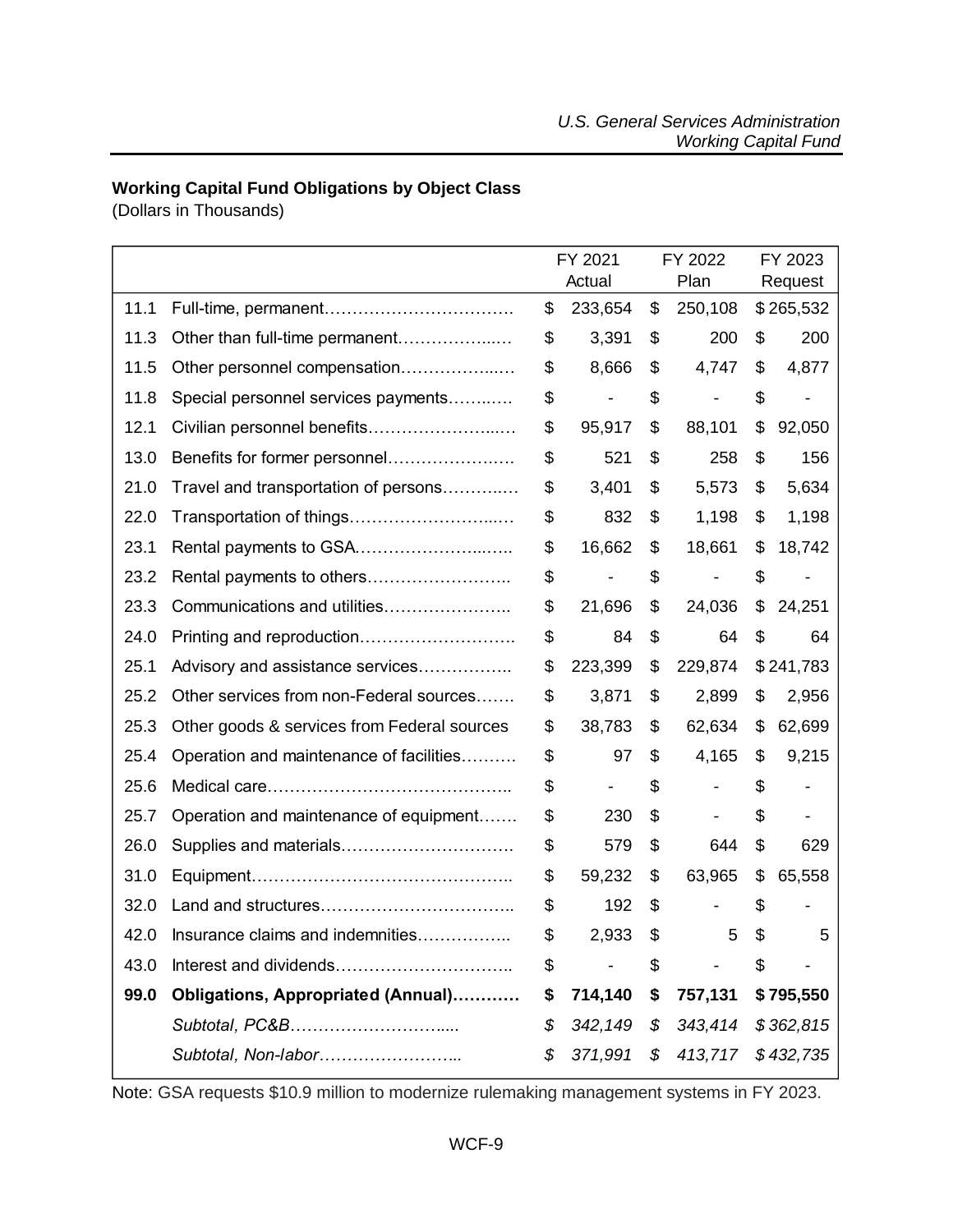**Working Capital Fund Obligations by Object Class**
(Dollars in Thousands)

| | | FY 2021 Actual | FY 2022 Plan | FY 2023 Request |
|---|---|---|---|---|
| 11.1 | Full-time, permanent………………………………. | $ 233,654 | $ 250,108 | $ 265,532 |
| 11.3 | Other than full-time permanent………………..… | $ 3,391 | $ 200 | $ 200 |
| 11.5 | Other personnel compensation……………..…. | $ 8,666 | $ 4,747 | $ 4,877 |
| 11.8 | Special personnel services payments……..…. | $ - | $ - | $ - |
| 12.1 | Civilian personnel benefits……………………..…. | $ 95,917 | $ 88,101 | $ 92,050 |
| 13.0 | Benefits for former personnel……………….…. | $ 521 | $ 258 | $ 156 |
| 21.0 | Travel and transportation of persons………..…. | $ 3,401 | $ 5,573 | $ 5,634 |
| 22.0 | Transportation of things……………………..…. | $ 832 | $ 1,198 | $ 1,198 |
| 23.1 | Rental payments to GSA……………………..….. | $ 16,662 | $ 18,661 | $ 18,742 |
| 23.2 | Rental payments to others…………………….. | $ - | $ - | $ - |
| 23.3 | Communications and utilities………………….. | $ 21,696 | $ 24,036 | $ 24,251 |
| 24.0 | Printing and reproduction………………………. | $ 84 | $ 64 | $ 64 |
| 25.1 | Advisory and assistance services…………….. | $ 223,399 | $ 229,874 | $ 241,783 |
| 25.2 | Other services from non-Federal sources……. | $ 3,871 | $ 2,899 | $ 2,956 |
| 25.3 | Other goods & services from Federal sources | $ 38,783 | $ 62,634 | $ 62,699 |
| 25.4 | Operation and maintenance of facilities………. | $ 97 | $ 4,165 | $ 9,215 |
| 25.6 | Medical care…………………………………….. | $ - | $ - | $ - |
| 25.7 | Operation and maintenance of equipment……. | $ 230 | $ - | $ - |
| 26.0 | Supplies and materials…………………………. | $ 579 | $ 644 | $ 629 |
| 31.0 | Equipment……………………………………….. | $ 59,232 | $ 63,965 | $ 65,558 |
| 32.0 | Land and structures…………………………….. | $ 192 | $ - | $ - |
| 42.0 | Insurance claims and indemnities…………….. | $ 2,933 | $ 5 | $ 5 |
| 43.0 | Interest and dividends………………………….. | $ - | $ - | $ - |
| **99.0** | **Obligations, Appropriated (Annual)…………** | **$ 714,140** | **$ 757,131** | **$ 795,550** |
| | *Subtotal, PC&B……………………….....* | *$ 342,149* | *$ 343,414* | *$ 362,815* |
| | *Subtotal, Non-labor……………………..* | *$ 371,991* | *$ 413,717* | *$ 432,735* |

Note: GSA requests $10.9 million to modernize rulemaking management systems in FY 2023.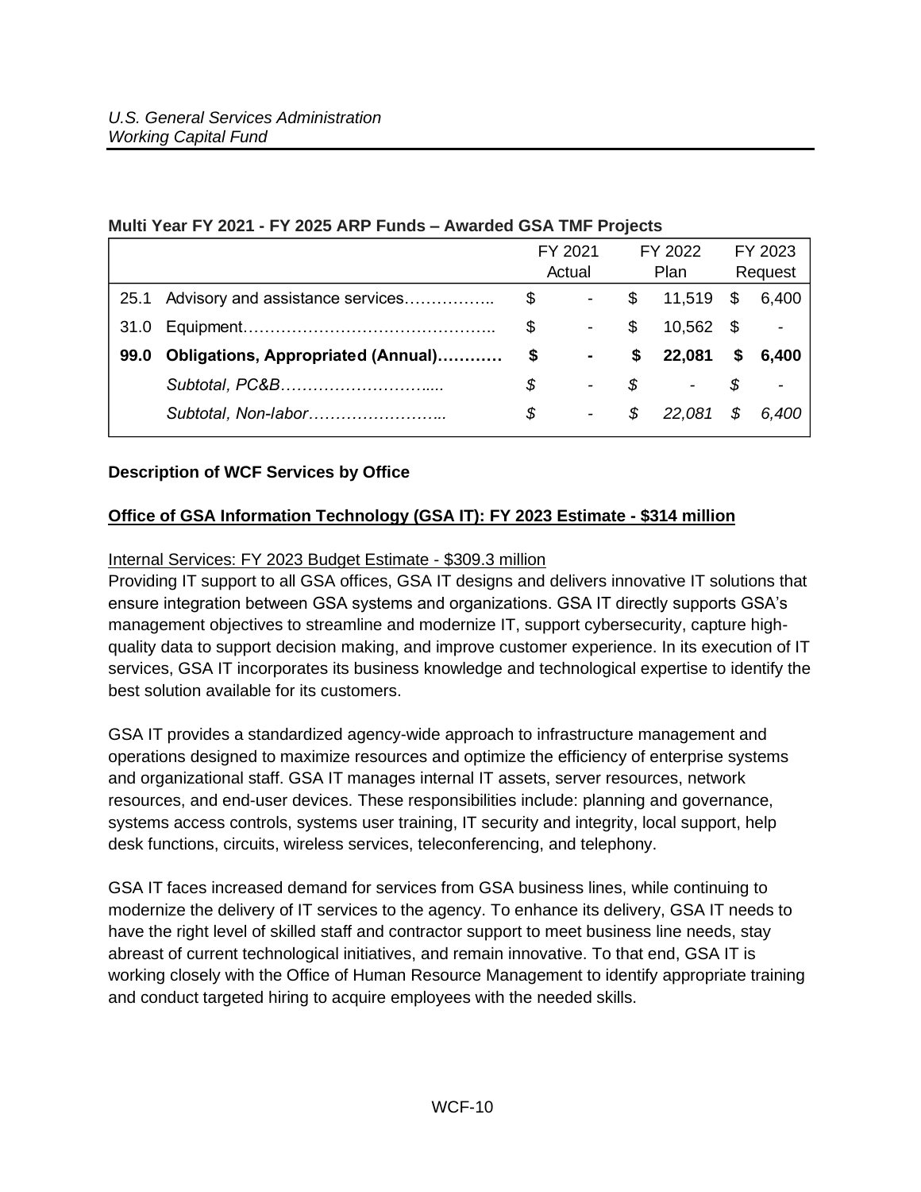**Multi Year FY 2021 - FY 2025 ARP Funds – Awarded GSA TMF Projects**

| | | FY 2021 Actual | FY 2022 Plan | FY 2023 Request |
|---|---|---|---|---|
| 25.1 | Advisory and assistance services…………….. | $ - | $ 11,519 | $ 6,400 |
| 31.0 | Equipment……………………………………….. | $ - | $ 10,562 | $ - |
| **99.0** | **Obligations, Appropriated (Annual)…………** | **$ -** | **$ 22,081** | **$ 6,400** |
| | *Subtotal, PC&B……………………….....* | *$ -* | *$ -* | *$ -* |
| | *Subtotal, Non-labor……………………...* | *$ -* | *$ 22,081* | *$ 6,400* |

**Description of WCF Services by Office**

**Office of GSA Information Technology (GSA IT): FY 2023 Estimate - $314 million**

Internal Services: FY 2023 Budget Estimate - $309.3 million

Providing IT support to all GSA offices, GSA IT designs and delivers innovative IT solutions that ensure integration between GSA systems and organizations. GSA IT directly supports GSA's management objectives to streamline and modernize IT, support cybersecurity, capture high-quality data to support decision making, and improve customer experience. In its execution of IT services, GSA IT incorporates its business knowledge and technological expertise to identify the best solution available for its customers.

GSA IT provides a standardized agency-wide approach to infrastructure management and operations designed to maximize resources and optimize the efficiency of enterprise systems and organizational staff. GSA IT manages internal IT assets, server resources, network resources, and end-user devices. These responsibilities include: planning and governance, systems access controls, systems user training, IT security and integrity, local support, help desk functions, circuits, wireless services, teleconferencing, and telephony.

GSA IT faces increased demand for services from GSA business lines, while continuing to modernize the delivery of IT services to the agency. To enhance its delivery, GSA IT needs to have the right level of skilled staff and contractor support to meet business line needs, stay abreast of current technological initiatives, and remain innovative. To that end, GSA IT is working closely with the Office of Human Resource Management to identify appropriate training and conduct targeted hiring to acquire employees with the needed skills.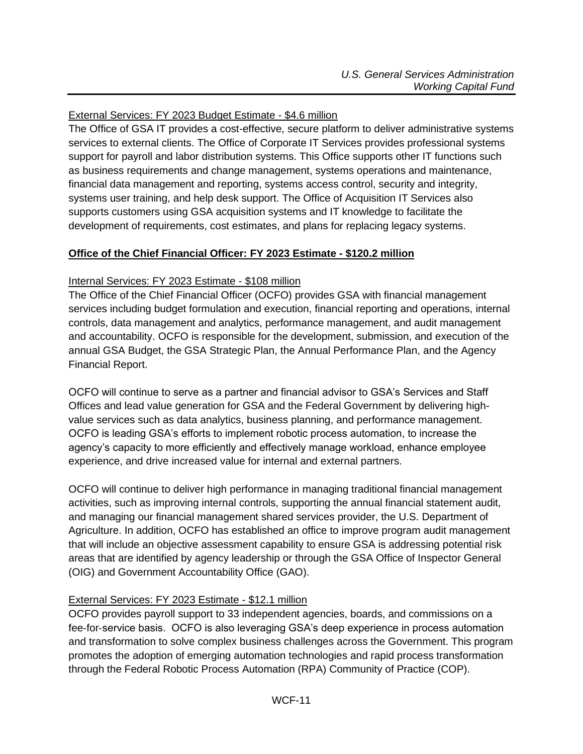External Services: FY 2023 Budget Estimate - $4.6 million

The Office of GSA IT provides a cost-effective, secure platform to deliver administrative systems services to external clients. The Office of Corporate IT Services provides professional systems support for payroll and labor distribution systems. This Office supports other IT functions such as business requirements and change management, systems operations and maintenance, financial data management and reporting, systems access control, security and integrity, systems user training, and help desk support. The Office of Acquisition IT Services also supports customers using GSA acquisition systems and IT knowledge to facilitate the development of requirements, cost estimates, and plans for replacing legacy systems.

**Office of the Chief Financial Officer: FY 2023 Estimate - $120.2 million**

Internal Services: FY 2023 Estimate - $108 million

The Office of the Chief Financial Officer (OCFO) provides GSA with financial management services including budget formulation and execution, financial reporting and operations, internal controls, data management and analytics, performance management, and audit management and accountability. OCFO is responsible for the development, submission, and execution of the annual GSA Budget, the GSA Strategic Plan, the Annual Performance Plan, and the Agency Financial Report.

OCFO will continue to serve as a partner and financial advisor to GSA's Services and Staff Offices and lead value generation for GSA and the Federal Government by delivering high-value services such as data analytics, business planning, and performance management. OCFO is leading GSA's efforts to implement robotic process automation, to increase the agency's capacity to more efficiently and effectively manage workload, enhance employee experience, and drive increased value for internal and external partners.

OCFO will continue to deliver high performance in managing traditional financial management activities, such as improving internal controls, supporting the annual financial statement audit, and managing our financial management shared services provider, the U.S. Department of Agriculture. In addition, OCFO has established an office to improve program audit management that will include an objective assessment capability to ensure GSA is addressing potential risk areas that are identified by agency leadership or through the GSA Office of Inspector General (OIG) and Government Accountability Office (GAO).

External Services: FY 2023 Estimate - $12.1 million

OCFO provides payroll support to 33 independent agencies, boards, and commissions on a fee-for-service basis. OCFO is also leveraging GSA's deep experience in process automation and transformation to solve complex business challenges across the Government. This program promotes the adoption of emerging automation technologies and rapid process transformation through the Federal Robotic Process Automation (RPA) Community of Practice (COP).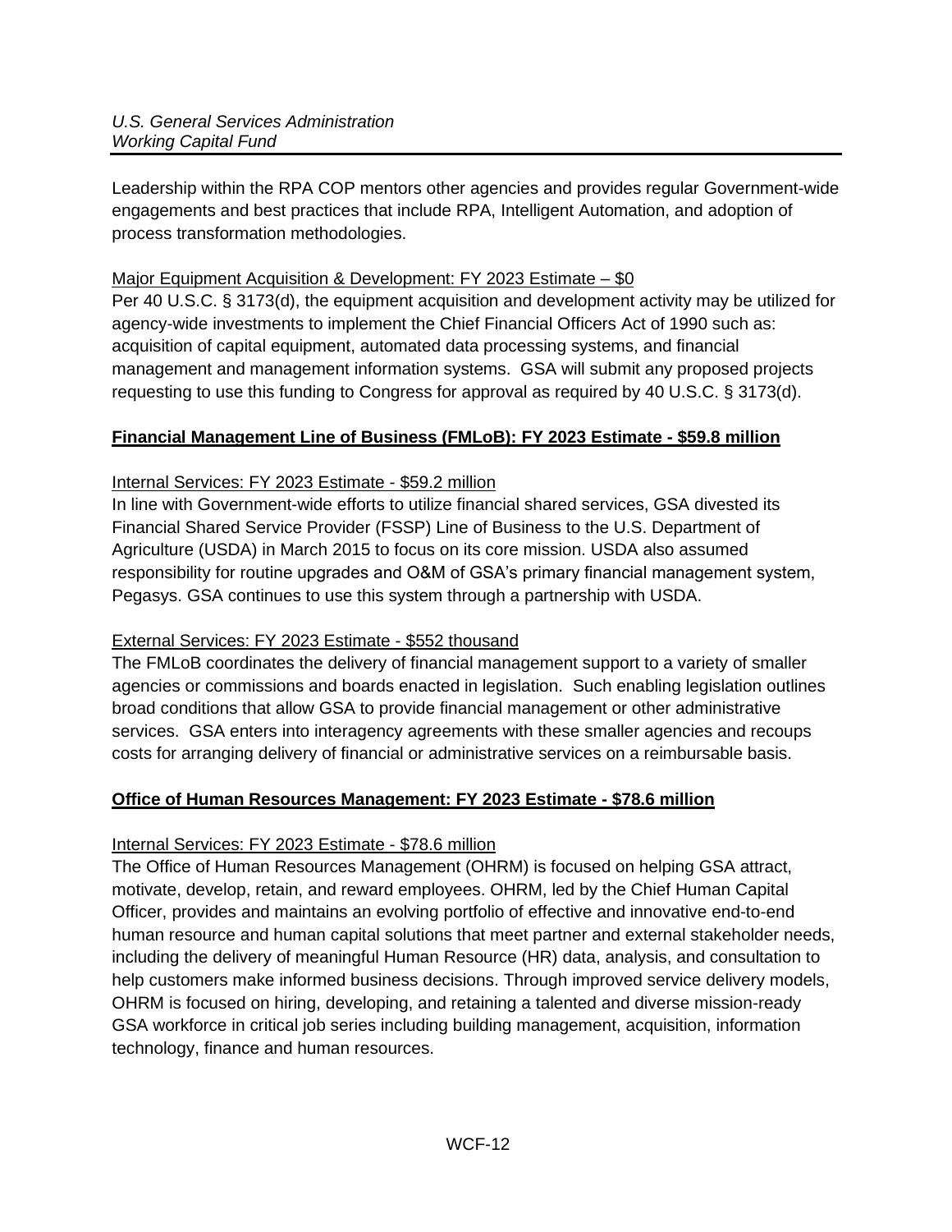Leadership within the RPA COP mentors other agencies and provides regular Government-wide engagements and best practices that include RPA, Intelligent Automation, and adoption of process transformation methodologies.

Major Equipment Acquisition & Development: FY 2023 Estimate – $0

Per 40 U.S.C. § 3173(d), the equipment acquisition and development activity may be utilized for agency-wide investments to implement the Chief Financial Officers Act of 1990 such as: acquisition of capital equipment, automated data processing systems, and financial management and management information systems. GSA will submit any proposed projects requesting to use this funding to Congress for approval as required by 40 U.S.C. § 3173(d).

**Financial Management Line of Business (FMLoB): FY 2023 Estimate - $59.8 million**

Internal Services: FY 2023 Estimate - $59.2 million

In line with Government-wide efforts to utilize financial shared services, GSA divested its Financial Shared Service Provider (FSSP) Line of Business to the U.S. Department of Agriculture (USDA) in March 2015 to focus on its core mission. USDA also assumed responsibility for routine upgrades and O&M of GSA's primary financial management system, Pegasys. GSA continues to use this system through a partnership with USDA.

External Services: FY 2023 Estimate - $552 thousand

The FMLoB coordinates the delivery of financial management support to a variety of smaller agencies or commissions and boards enacted in legislation. Such enabling legislation outlines broad conditions that allow GSA to provide financial management or other administrative services. GSA enters into interagency agreements with these smaller agencies and recoups costs for arranging delivery of financial or administrative services on a reimbursable basis.

**Office of Human Resources Management: FY 2023 Estimate - $78.6 million**

Internal Services: FY 2023 Estimate - $78.6 million

The Office of Human Resources Management (OHRM) is focused on helping GSA attract, motivate, develop, retain, and reward employees. OHRM, led by the Chief Human Capital Officer, provides and maintains an evolving portfolio of effective and innovative end-to-end human resource and human capital solutions that meet partner and external stakeholder needs, including the delivery of meaningful Human Resource (HR) data, analysis, and consultation to help customers make informed business decisions. Through improved service delivery models, OHRM is focused on hiring, developing, and retaining a talented and diverse mission-ready GSA workforce in critical job series including building management, acquisition, information technology, finance and human resources.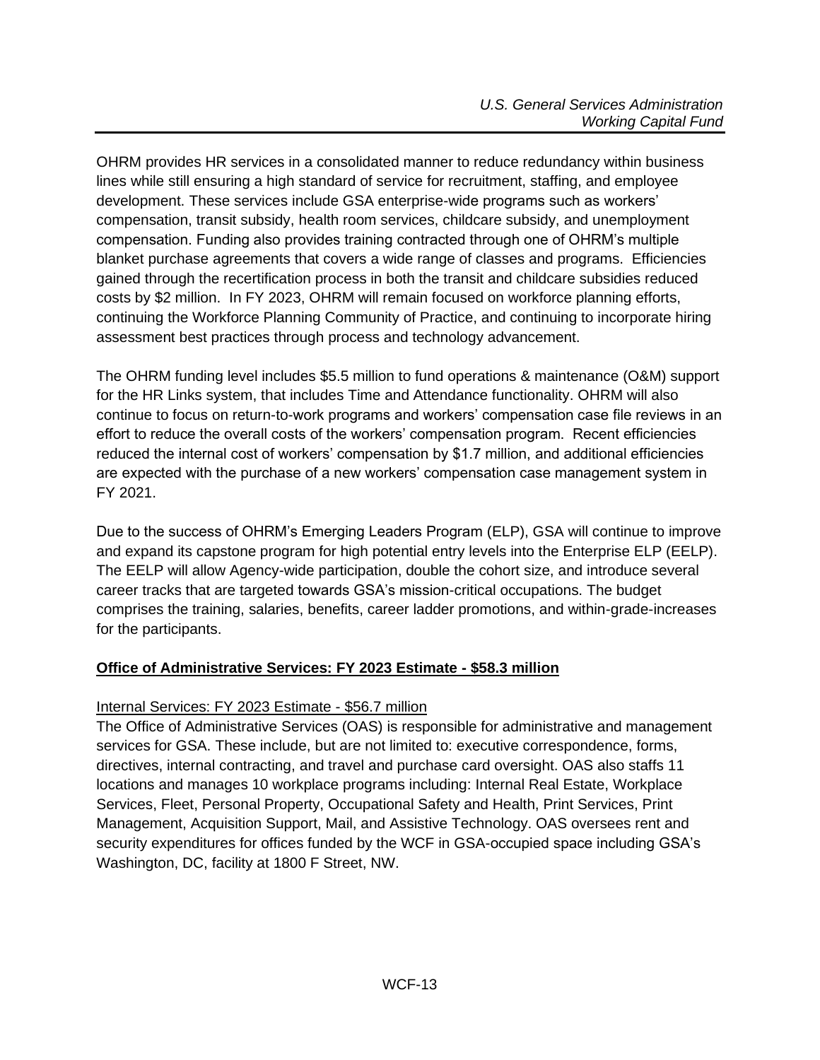OHRM provides HR services in a consolidated manner to reduce redundancy within business lines while still ensuring a high standard of service for recruitment, staffing, and employee development. These services include GSA enterprise-wide programs such as workers' compensation, transit subsidy, health room services, childcare subsidy, and unemployment compensation. Funding also provides training contracted through one of OHRM's multiple blanket purchase agreements that covers a wide range of classes and programs. Efficiencies gained through the recertification process in both the transit and childcare subsidies reduced costs by $2 million. In FY 2023, OHRM will remain focused on workforce planning efforts, continuing the Workforce Planning Community of Practice, and continuing to incorporate hiring assessment best practices through process and technology advancement.

The OHRM funding level includes $5.5 million to fund operations & maintenance (O&M) support for the HR Links system, that includes Time and Attendance functionality. OHRM will also continue to focus on return-to-work programs and workers' compensation case file reviews in an effort to reduce the overall costs of the workers' compensation program. Recent efficiencies reduced the internal cost of workers' compensation by $1.7 million, and additional efficiencies are expected with the purchase of a new workers' compensation case management system in FY 2021.

Due to the success of OHRM's Emerging Leaders Program (ELP), GSA will continue to improve and expand its capstone program for high potential entry levels into the Enterprise ELP (EELP). The EELP will allow Agency-wide participation, double the cohort size, and introduce several career tracks that are targeted towards GSA's mission-critical occupations. The budget comprises the training, salaries, benefits, career ladder promotions, and within-grade-increases for the participants.

## Office of Administrative Services: FY 2023 Estimate - $58.3 million

### Internal Services: FY 2023 Estimate - $56.7 million

The Office of Administrative Services (OAS) is responsible for administrative and management services for GSA. These include, but are not limited to: executive correspondence, forms, directives, internal contracting, and travel and purchase card oversight. OAS also staffs 11 locations and manages 10 workplace programs including: Internal Real Estate, Workplace Services, Fleet, Personal Property, Occupational Safety and Health, Print Services, Print Management, Acquisition Support, Mail, and Assistive Technology. OAS oversees rent and security expenditures for offices funded by the WCF in GSA-occupied space including GSA's Washington, DC, facility at 1800 F Street, NW.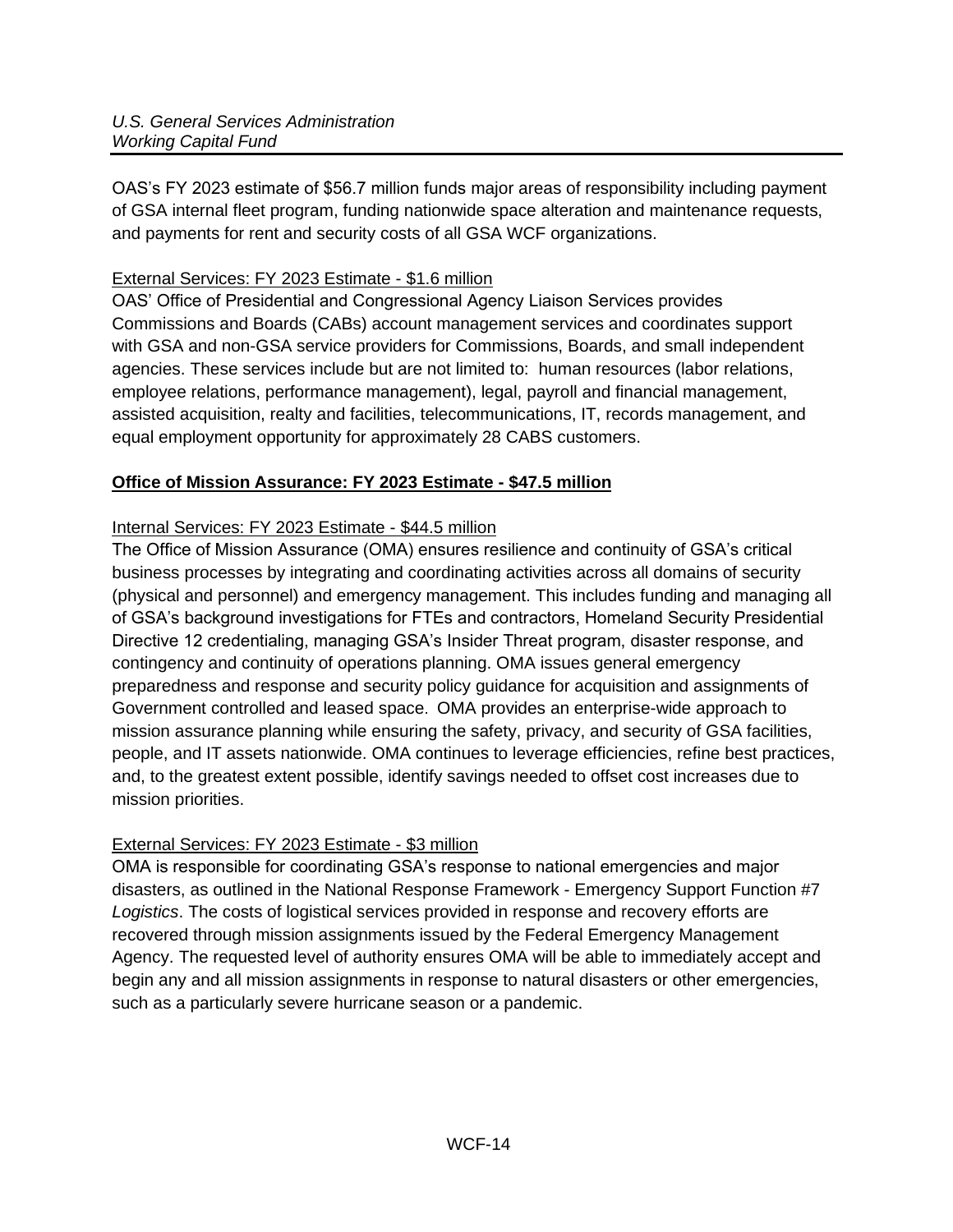OAS's FY 2023 estimate of $56.7 million funds major areas of responsibility including payment of GSA internal fleet program, funding nationwide space alteration and maintenance requests, and payments for rent and security costs of all GSA WCF organizations.

External Services: FY 2023 Estimate - $1.6 million

OAS' Office of Presidential and Congressional Agency Liaison Services provides Commissions and Boards (CABs) account management services and coordinates support with GSA and non-GSA service providers for Commissions, Boards, and small independent agencies. These services include but are not limited to: human resources (labor relations, employee relations, performance management), legal, payroll and financial management, assisted acquisition, realty and facilities, telecommunications, IT, records management, and equal employment opportunity for approximately 28 CABS customers.

**Office of Mission Assurance: FY 2023 Estimate - $47.5 million**

Internal Services: FY 2023 Estimate - $44.5 million

The Office of Mission Assurance (OMA) ensures resilience and continuity of GSA's critical business processes by integrating and coordinating activities across all domains of security (physical and personnel) and emergency management. This includes funding and managing all of GSA's background investigations for FTEs and contractors, Homeland Security Presidential Directive 12 credentialing, managing GSA's Insider Threat program, disaster response, and contingency and continuity of operations planning. OMA issues general emergency preparedness and response and security policy guidance for acquisition and assignments of Government controlled and leased space. OMA provides an enterprise-wide approach to mission assurance planning while ensuring the safety, privacy, and security of GSA facilities, people, and IT assets nationwide. OMA continues to leverage efficiencies, refine best practices, and, to the greatest extent possible, identify savings needed to offset cost increases due to mission priorities.

External Services: FY 2023 Estimate - $3 million

OMA is responsible for coordinating GSA's response to national emergencies and major disasters, as outlined in the National Response Framework - Emergency Support Function #7 *Logistics*. The costs of logistical services provided in response and recovery efforts are recovered through mission assignments issued by the Federal Emergency Management Agency. The requested level of authority ensures OMA will be able to immediately accept and begin any and all mission assignments in response to natural disasters or other emergencies, such as a particularly severe hurricane season or a pandemic.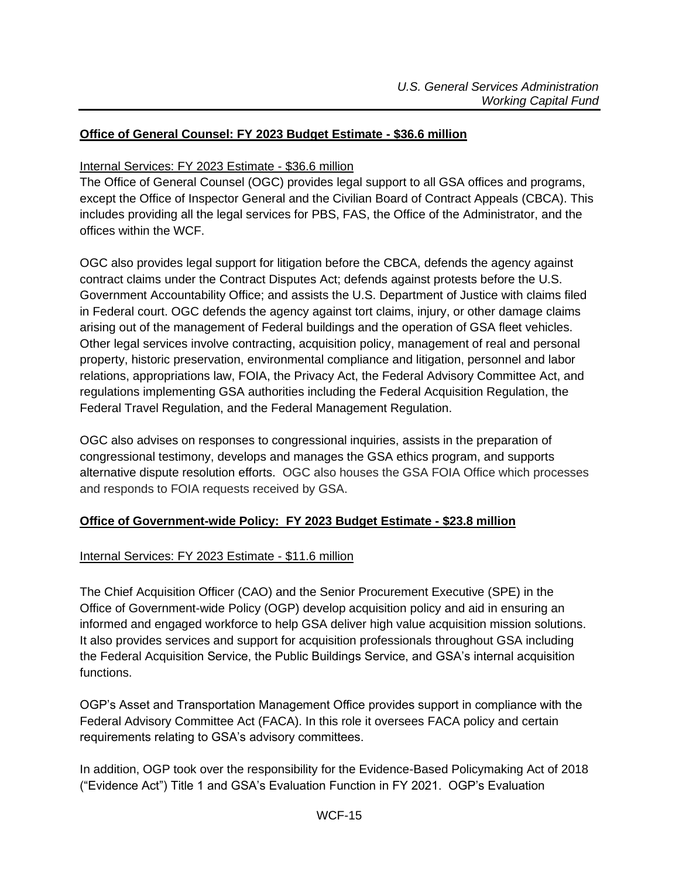## **Office of General Counsel: FY 2023 Budget Estimate - $36.6 million**

Internal Services: FY 2023 Estimate - $36.6 million

The Office of General Counsel (OGC) provides legal support to all GSA offices and programs, except the Office of Inspector General and the Civilian Board of Contract Appeals (CBCA). This includes providing all the legal services for PBS, FAS, the Office of the Administrator, and the offices within the WCF.

OGC also provides legal support for litigation before the CBCA, defends the agency against contract claims under the Contract Disputes Act; defends against protests before the U.S. Government Accountability Office; and assists the U.S. Department of Justice with claims filed in Federal court. OGC defends the agency against tort claims, injury, or other damage claims arising out of the management of Federal buildings and the operation of GSA fleet vehicles. Other legal services involve contracting, acquisition policy, management of real and personal property, historic preservation, environmental compliance and litigation, personnel and labor relations, appropriations law, FOIA, the Privacy Act, the Federal Advisory Committee Act, and regulations implementing GSA authorities including the Federal Acquisition Regulation, the Federal Travel Regulation, and the Federal Management Regulation.

OGC also advises on responses to congressional inquiries, assists in the preparation of congressional testimony, develops and manages the GSA ethics program, and supports alternative dispute resolution efforts. OGC also houses the GSA FOIA Office which processes and responds to FOIA requests received by GSA.

## **Office of Government-wide Policy: FY 2023 Budget Estimate - $23.8 million**

Internal Services: FY 2023 Estimate - $11.6 million

The Chief Acquisition Officer (CAO) and the Senior Procurement Executive (SPE) in the Office of Government-wide Policy (OGP) develop acquisition policy and aid in ensuring an informed and engaged workforce to help GSA deliver high value acquisition mission solutions. It also provides services and support for acquisition professionals throughout GSA including the Federal Acquisition Service, the Public Buildings Service, and GSA's internal acquisition functions.

OGP's Asset and Transportation Management Office provides support in compliance with the Federal Advisory Committee Act (FACA). In this role it oversees FACA policy and certain requirements relating to GSA's advisory committees.

In addition, OGP took over the responsibility for the Evidence-Based Policymaking Act of 2018 ("Evidence Act") Title 1 and GSA's Evaluation Function in FY 2021. OGP's Evaluation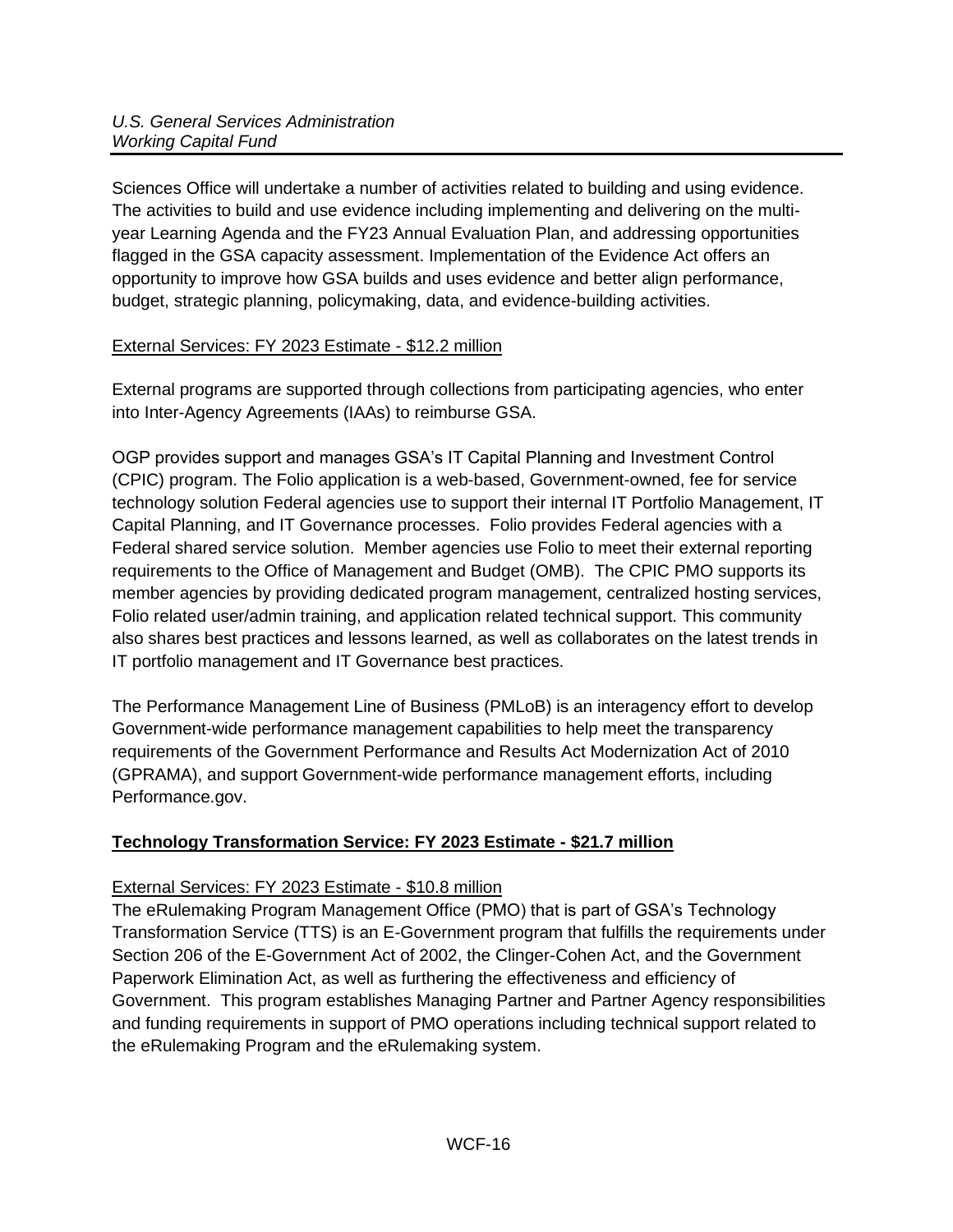Sciences Office will undertake a number of activities related to building and using evidence. The activities to build and use evidence including implementing and delivering on the multi-year Learning Agenda and the FY23 Annual Evaluation Plan, and addressing opportunities flagged in the GSA capacity assessment. Implementation of the Evidence Act offers an opportunity to improve how GSA builds and uses evidence and better align performance, budget, strategic planning, policymaking, data, and evidence-building activities.

External Services: FY 2023 Estimate - $12.2 million

External programs are supported through collections from participating agencies, who enter into Inter-Agency Agreements (IAAs) to reimburse GSA.

OGP provides support and manages GSA's IT Capital Planning and Investment Control (CPIC) program. The Folio application is a web-based, Government-owned, fee for service technology solution Federal agencies use to support their internal IT Portfolio Management, IT Capital Planning, and IT Governance processes. Folio provides Federal agencies with a Federal shared service solution. Member agencies use Folio to meet their external reporting requirements to the Office of Management and Budget (OMB). The CPIC PMO supports its member agencies by providing dedicated program management, centralized hosting services, Folio related user/admin training, and application related technical support. This community also shares best practices and lessons learned, as well as collaborates on the latest trends in IT portfolio management and IT Governance best practices.

The Performance Management Line of Business (PMLoB) is an interagency effort to develop Government-wide performance management capabilities to help meet the transparency requirements of the Government Performance and Results Act Modernization Act of 2010 (GPRAMA), and support Government-wide performance management efforts, including Performance.gov.

**Technology Transformation Service: FY 2023 Estimate - $21.7 million**

External Services: FY 2023 Estimate - $10.8 million

The eRulemaking Program Management Office (PMO) that is part of GSA's Technology Transformation Service (TTS) is an E-Government program that fulfills the requirements under Section 206 of the E-Government Act of 2002, the Clinger-Cohen Act, and the Government Paperwork Elimination Act, as well as furthering the effectiveness and efficiency of Government. This program establishes Managing Partner and Partner Agency responsibilities and funding requirements in support of PMO operations including technical support related to the eRulemaking Program and the eRulemaking system.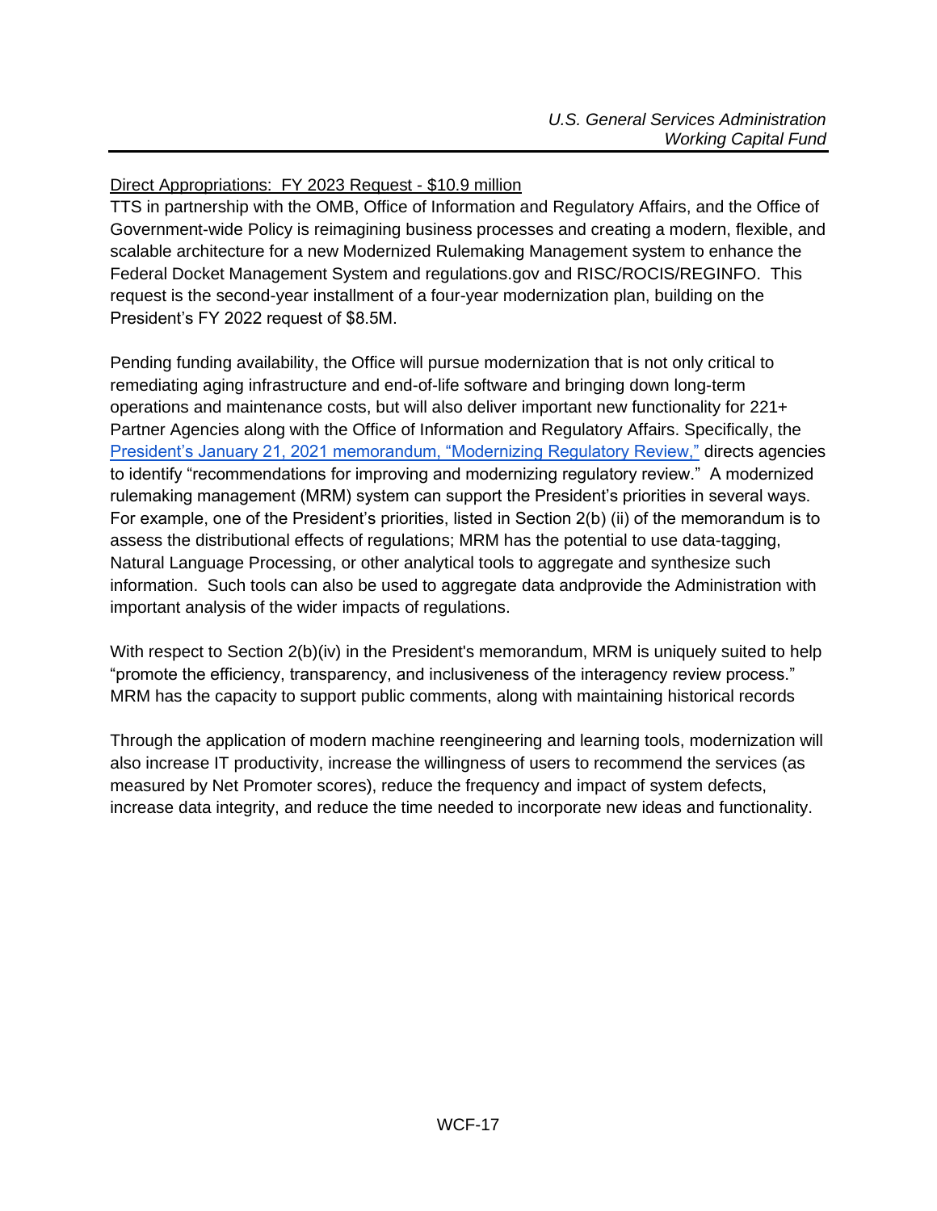Direct Appropriations: FY 2023 Request - $10.9 million

TTS in partnership with the OMB, Office of Information and Regulatory Affairs, and the Office of Government-wide Policy is reimagining business processes and creating a modern, flexible, and scalable architecture for a new Modernized Rulemaking Management system to enhance the Federal Docket Management System and regulations.gov and RISC/ROCIS/REGINFO. This request is the second-year installment of a four-year modernization plan, building on the President's FY 2022 request of $8.5M.

Pending funding availability, the Office will pursue modernization that is not only critical to remediating aging infrastructure and end-of-life software and bringing down long-term operations and maintenance costs, but will also deliver important new functionality for 221+ Partner Agencies along with the Office of Information and Regulatory Affairs. Specifically, the President's January 21, 2021 memorandum, "Modernizing Regulatory Review," directs agencies to identify "recommendations for improving and modernizing regulatory review." A modernized rulemaking management (MRM) system can support the President's priorities in several ways. For example, one of the President's priorities, listed in Section 2(b) (ii) of the memorandum is to assess the distributional effects of regulations; MRM has the potential to use data-tagging, Natural Language Processing, or other analytical tools to aggregate and synthesize such information. Such tools can also be used to aggregate data andprovide the Administration with important analysis of the wider impacts of regulations.

With respect to Section 2(b)(iv) in the President's memorandum, MRM is uniquely suited to help "promote the efficiency, transparency, and inclusiveness of the interagency review process." MRM has the capacity to support public comments, along with maintaining historical records

Through the application of modern machine reengineering and learning tools, modernization will also increase IT productivity, increase the willingness of users to recommend the services (as measured by Net Promoter scores), reduce the frequency and impact of system defects, increase data integrity, and reduce the time needed to incorporate new ideas and functionality.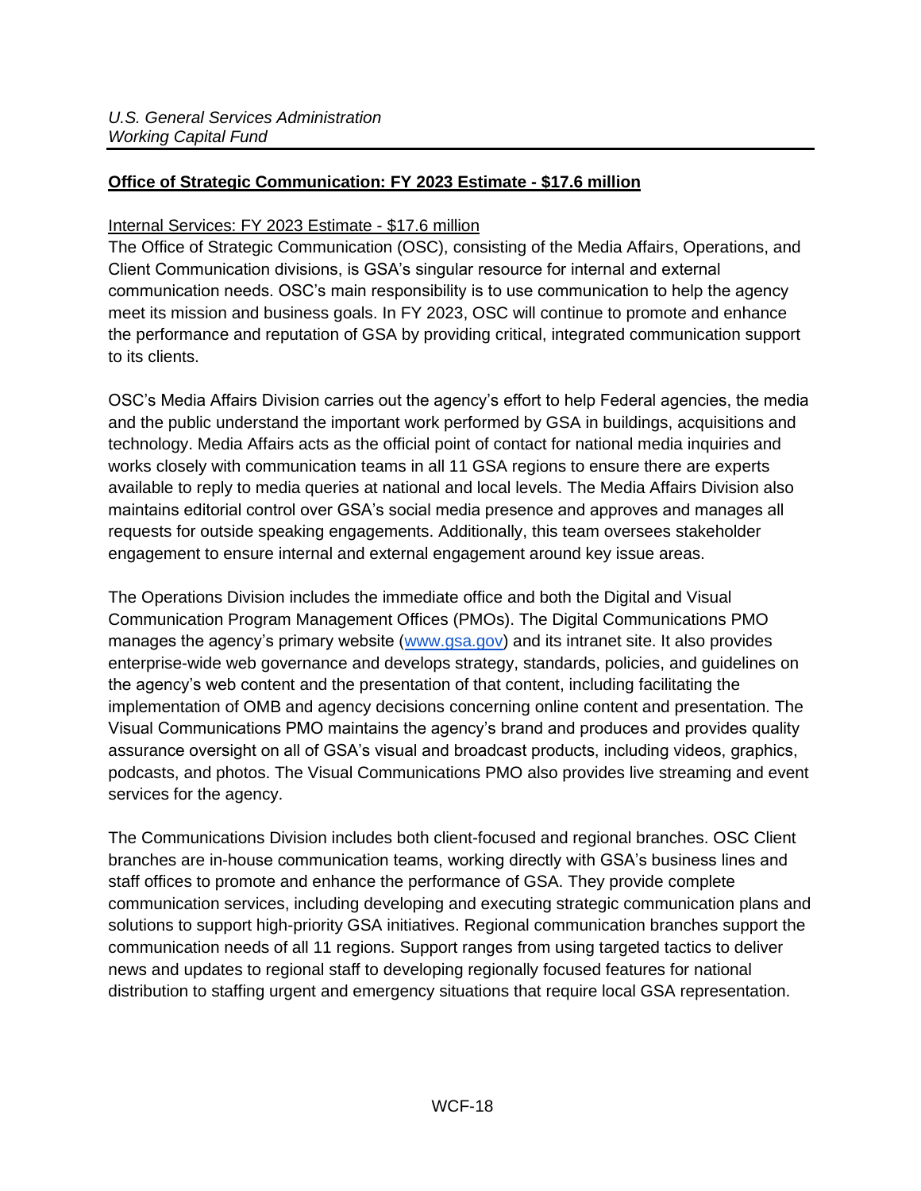## Office of Strategic Communication: FY 2023 Estimate - $17.6 million

### Internal Services: FY 2023 Estimate - $17.6 million

The Office of Strategic Communication (OSC), consisting of the Media Affairs, Operations, and Client Communication divisions, is GSA's singular resource for internal and external communication needs. OSC's main responsibility is to use communication to help the agency meet its mission and business goals. In FY 2023, OSC will continue to promote and enhance the performance and reputation of GSA by providing critical, integrated communication support to its clients.

OSC's Media Affairs Division carries out the agency's effort to help Federal agencies, the media and the public understand the important work performed by GSA in buildings, acquisitions and technology. Media Affairs acts as the official point of contact for national media inquiries and works closely with communication teams in all 11 GSA regions to ensure there are experts available to reply to media queries at national and local levels. The Media Affairs Division also maintains editorial control over GSA's social media presence and approves and manages all requests for outside speaking engagements. Additionally, this team oversees stakeholder engagement to ensure internal and external engagement around key issue areas.

The Operations Division includes the immediate office and both the Digital and Visual Communication Program Management Offices (PMOs). The Digital Communications PMO manages the agency's primary website (www.gsa.gov) and its intranet site. It also provides enterprise-wide web governance and develops strategy, standards, policies, and guidelines on the agency's web content and the presentation of that content, including facilitating the implementation of OMB and agency decisions concerning online content and presentation. The Visual Communications PMO maintains the agency's brand and produces and provides quality assurance oversight on all of GSA's visual and broadcast products, including videos, graphics, podcasts, and photos. The Visual Communications PMO also provides live streaming and event services for the agency.

The Communications Division includes both client-focused and regional branches. OSC Client branches are in-house communication teams, working directly with GSA's business lines and staff offices to promote and enhance the performance of GSA. They provide complete communication services, including developing and executing strategic communication plans and solutions to support high-priority GSA initiatives. Regional communication branches support the communication needs of all 11 regions. Support ranges from using targeted tactics to deliver news and updates to regional staff to developing regionally focused features for national distribution to staffing urgent and emergency situations that require local GSA representation.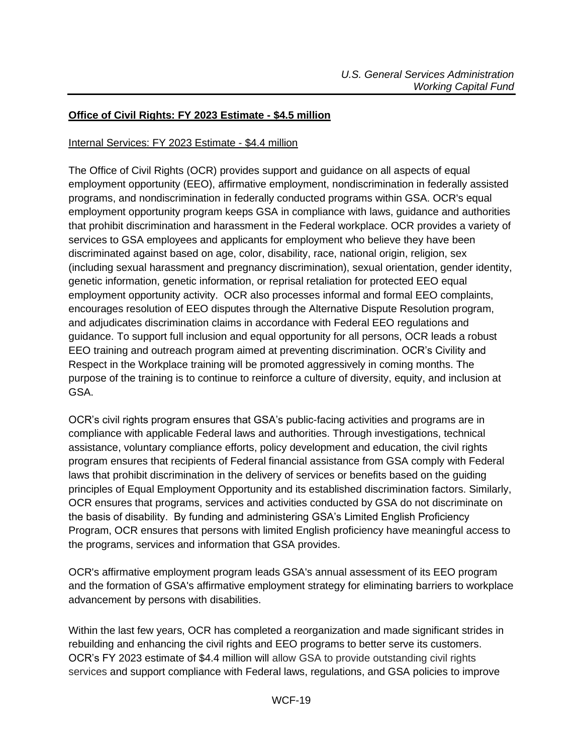**<u>Office of Civil Rights: FY 2023 Estimate - $4.5 million</u>**

<u>Internal Services: FY 2023 Estimate - $4.4 million</u>

The Office of Civil Rights (OCR) provides support and guidance on all aspects of equal employment opportunity (EEO), affirmative employment, nondiscrimination in federally assisted programs, and nondiscrimination in federally conducted programs within GSA. OCR's equal employment opportunity program keeps GSA in compliance with laws, guidance and authorities that prohibit discrimination and harassment in the Federal workplace. OCR provides a variety of services to GSA employees and applicants for employment who believe they have been discriminated against based on age, color, disability, race, national origin, religion, sex (including sexual harassment and pregnancy discrimination), sexual orientation, gender identity, genetic information, genetic information, or reprisal retaliation for protected EEO equal employment opportunity activity. OCR also processes informal and formal EEO complaints, encourages resolution of EEO disputes through the Alternative Dispute Resolution program, and adjudicates discrimination claims in accordance with Federal EEO regulations and guidance. To support full inclusion and equal opportunity for all persons, OCR leads a robust EEO training and outreach program aimed at preventing discrimination. OCR's Civility and Respect in the Workplace training will be promoted aggressively in coming months. The purpose of the training is to continue to reinforce a culture of diversity, equity, and inclusion at GSA.

OCR's civil rights program ensures that GSA's public-facing activities and programs are in compliance with applicable Federal laws and authorities. Through investigations, technical assistance, voluntary compliance efforts, policy development and education, the civil rights program ensures that recipients of Federal financial assistance from GSA comply with Federal laws that prohibit discrimination in the delivery of services or benefits based on the guiding principles of Equal Employment Opportunity and its established discrimination factors. Similarly, OCR ensures that programs, services and activities conducted by GSA do not discriminate on the basis of disability. By funding and administering GSA's Limited English Proficiency Program, OCR ensures that persons with limited English proficiency have meaningful access to the programs, services and information that GSA provides.

OCR's affirmative employment program leads GSA's annual assessment of its EEO program and the formation of GSA's affirmative employment strategy for eliminating barriers to workplace advancement by persons with disabilities.

Within the last few years, OCR has completed a reorganization and made significant strides in rebuilding and enhancing the civil rights and EEO programs to better serve its customers. OCR's FY 2023 estimate of $4.4 million will allow GSA to provide outstanding civil rights services and support compliance with Federal laws, regulations, and GSA policies to improve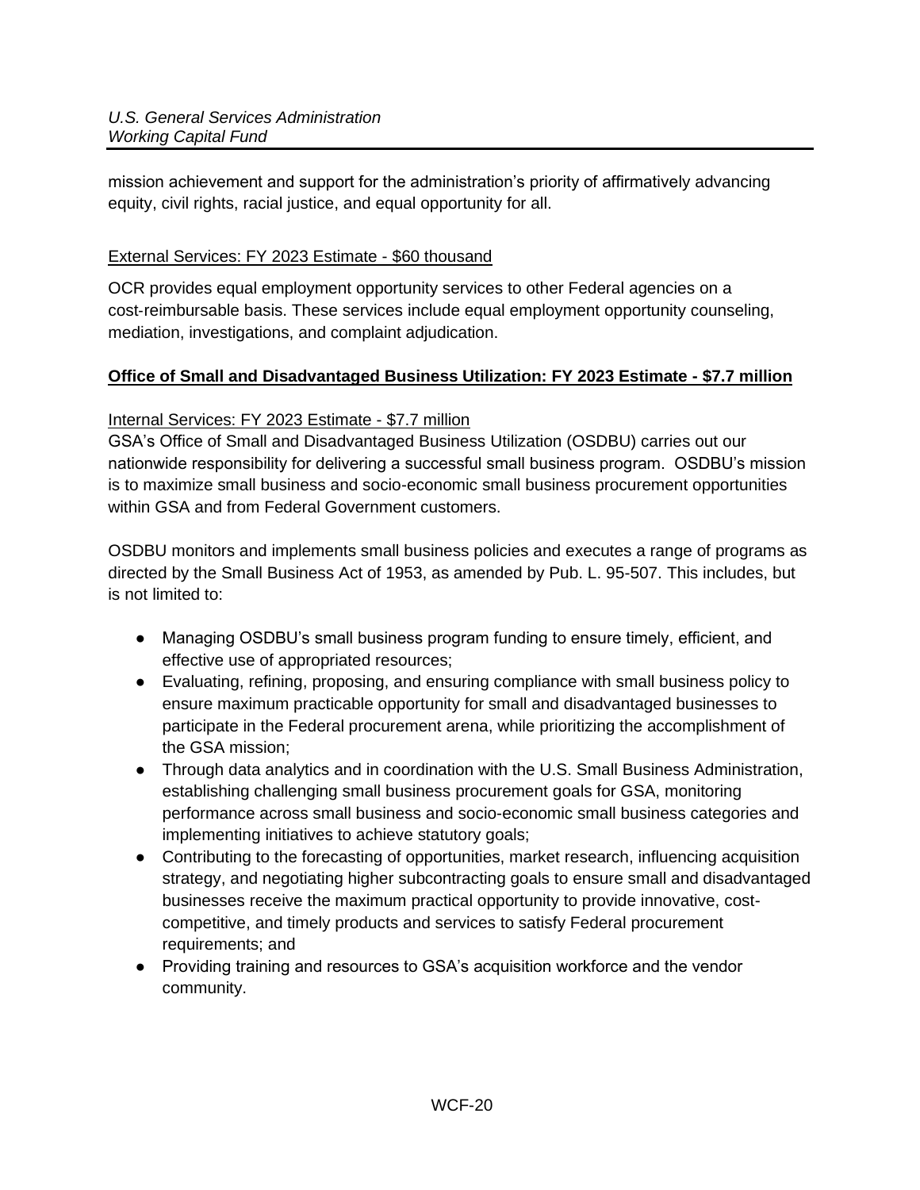mission achievement and support for the administration's priority of affirmatively advancing equity, civil rights, racial justice, and equal opportunity for all.

<u>External Services: FY 2023 Estimate - $60 thousand</u>

OCR provides equal employment opportunity services to other Federal agencies on a cost-reimbursable basis. These services include equal employment opportunity counseling, mediation, investigations, and complaint adjudication.

## **Office of Small and Disadvantaged Business Utilization: FY 2023 Estimate - $7.7 million**

<u>Internal Services: FY 2023 Estimate - $7.7 million</u>

GSA's Office of Small and Disadvantaged Business Utilization (OSDBU) carries out our nationwide responsibility for delivering a successful small business program. OSDBU's mission is to maximize small business and socio-economic small business procurement opportunities within GSA and from Federal Government customers.

OSDBU monitors and implements small business policies and executes a range of programs as directed by the Small Business Act of 1953, as amended by Pub. L. 95-507. This includes, but is not limited to:

- Managing OSDBU's small business program funding to ensure timely, efficient, and effective use of appropriated resources;
- Evaluating, refining, proposing, and ensuring compliance with small business policy to ensure maximum practicable opportunity for small and disadvantaged businesses to participate in the Federal procurement arena, while prioritizing the accomplishment of the GSA mission;
- Through data analytics and in coordination with the U.S. Small Business Administration, establishing challenging small business procurement goals for GSA, monitoring performance across small business and socio-economic small business categories and implementing initiatives to achieve statutory goals;
- Contributing to the forecasting of opportunities, market research, influencing acquisition strategy, and negotiating higher subcontracting goals to ensure small and disadvantaged businesses receive the maximum practical opportunity to provide innovative, cost-competitive, and timely products and services to satisfy Federal procurement requirements; and
- Providing training and resources to GSA's acquisition workforce and the vendor community.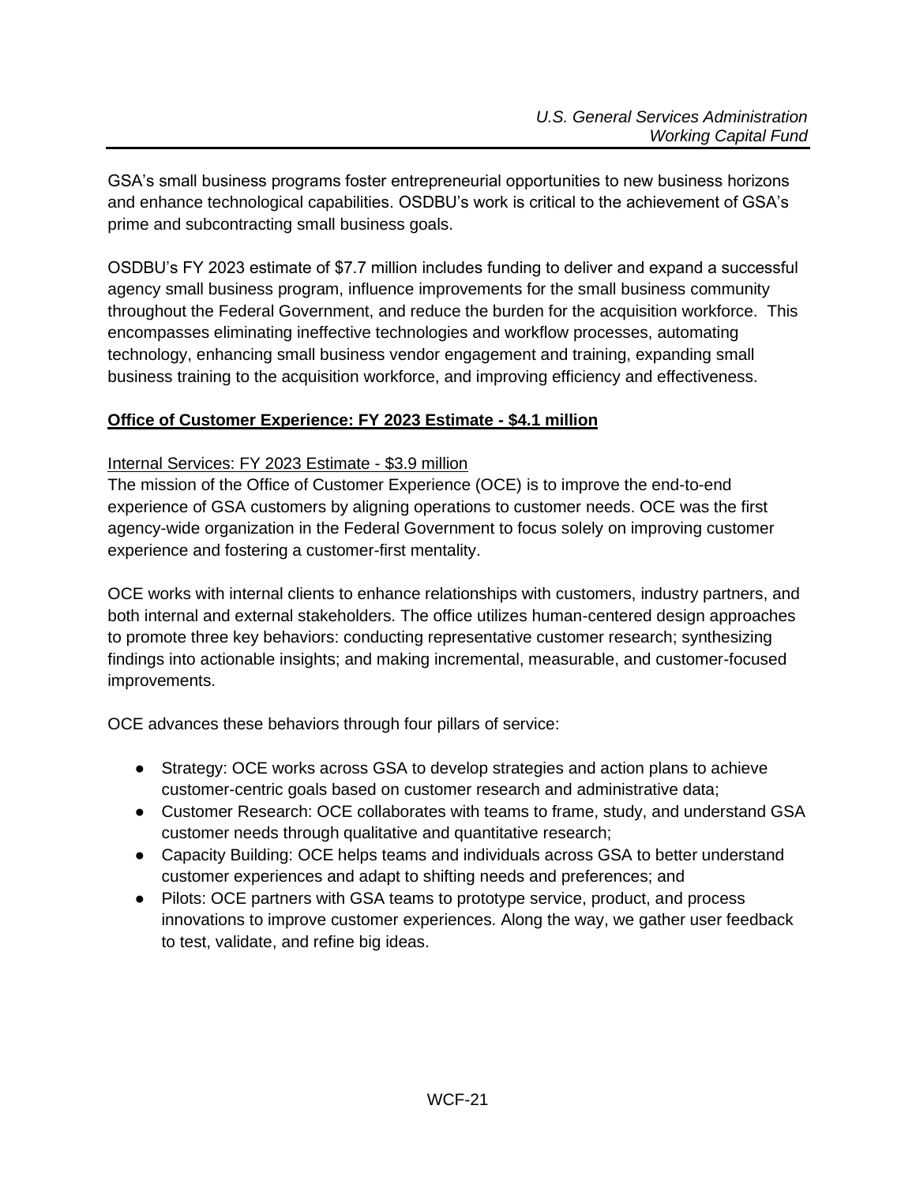GSA's small business programs foster entrepreneurial opportunities to new business horizons and enhance technological capabilities. OSDBU's work is critical to the achievement of GSA's prime and subcontracting small business goals.

OSDBU's FY 2023 estimate of $7.7 million includes funding to deliver and expand a successful agency small business program, influence improvements for the small business community throughout the Federal Government, and reduce the burden for the acquisition workforce. This encompasses eliminating ineffective technologies and workflow processes, automating technology, enhancing small business vendor engagement and training, expanding small business training to the acquisition workforce, and improving efficiency and effectiveness.

## Office of Customer Experience: FY 2023 Estimate - $4.1 million

### Internal Services: FY 2023 Estimate - $3.9 million

The mission of the Office of Customer Experience (OCE) is to improve the end-to-end experience of GSA customers by aligning operations to customer needs. OCE was the first agency-wide organization in the Federal Government to focus solely on improving customer experience and fostering a customer-first mentality.

OCE works with internal clients to enhance relationships with customers, industry partners, and both internal and external stakeholders. The office utilizes human-centered design approaches to promote three key behaviors: conducting representative customer research; synthesizing findings into actionable insights; and making incremental, measurable, and customer-focused improvements.

OCE advances these behaviors through four pillars of service:

- Strategy: OCE works across GSA to develop strategies and action plans to achieve customer-centric goals based on customer research and administrative data;
- Customer Research: OCE collaborates with teams to frame, study, and understand GSA customer needs through qualitative and quantitative research;
- Capacity Building: OCE helps teams and individuals across GSA to better understand customer experiences and adapt to shifting needs and preferences; and
- Pilots: OCE partners with GSA teams to prototype service, product, and process innovations to improve customer experiences. Along the way, we gather user feedback to test, validate, and refine big ideas.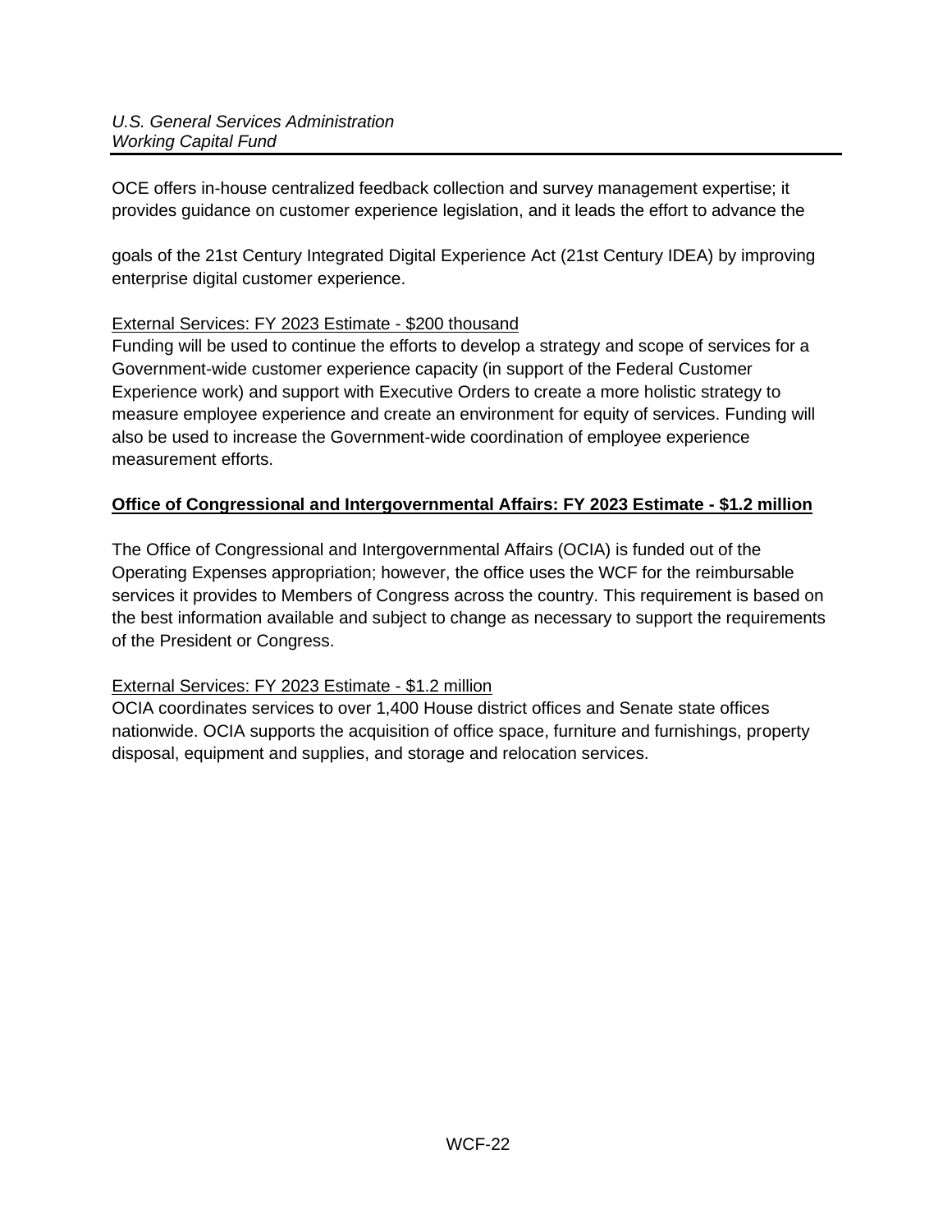OCE offers in-house centralized feedback collection and survey management expertise; it provides guidance on customer experience legislation, and it leads the effort to advance the

goals of the 21st Century Integrated Digital Experience Act (21st Century IDEA) by improving enterprise digital customer experience.

External Services: FY 2023 Estimate - $200 thousand

Funding will be used to continue the efforts to develop a strategy and scope of services for a Government-wide customer experience capacity (in support of the Federal Customer Experience work) and support with Executive Orders to create a more holistic strategy to measure employee experience and create an environment for equity of services. Funding will also be used to increase the Government-wide coordination of employee experience measurement efforts.

**Office of Congressional and Intergovernmental Affairs: FY 2023 Estimate - $1.2 million**

The Office of Congressional and Intergovernmental Affairs (OCIA) is funded out of the Operating Expenses appropriation; however, the office uses the WCF for the reimbursable services it provides to Members of Congress across the country. This requirement is based on the best information available and subject to change as necessary to support the requirements of the President or Congress.

External Services: FY 2023 Estimate - $1.2 million

OCIA coordinates services to over 1,400 House district offices and Senate state offices nationwide. OCIA supports the acquisition of office space, furniture and furnishings, property disposal, equipment and supplies, and storage and relocation services.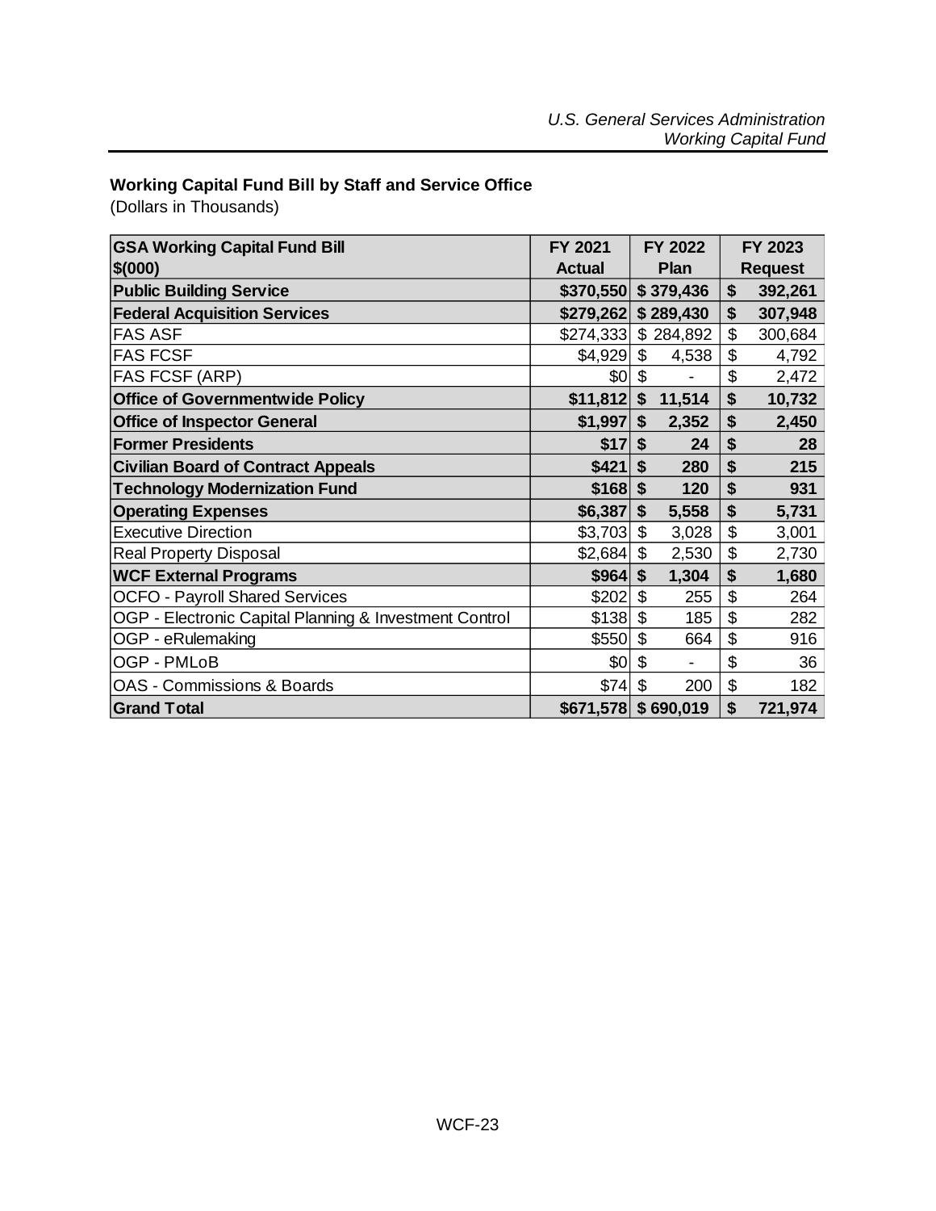**Working Capital Fund Bill by Staff and Service Office**

(Dollars in Thousands)

| GSA Working Capital Fund Bill $(000) | FY 2021 Actual | FY 2022 Plan | FY 2023 Request |
|---|---|---|---|
| **Public Building Service** | **$370,550** | **$ 379,436** | **$ 392,261** |
| **Federal Acquisition Services** | **$279,262** | **$ 289,430** | **$ 307,948** |
| FAS ASF | $274,333 | $ 284,892 | $ 300,684 |
| FAS FCSF | $4,929 | $ 4,538 | $ 4,792 |
| FAS FCSF (ARP) | $0 | $ - | $ 2,472 |
| **Office of Governmentwide Policy** | **$11,812** | **$ 11,514** | **$ 10,732** |
| **Office of Inspector General** | **$1,997** | **$ 2,352** | **$ 2,450** |
| **Former Presidents** | **$17** | **$ 24** | **$ 28** |
| **Civilian Board of Contract Appeals** | **$421** | **$ 280** | **$ 215** |
| **Technology Modernization Fund** | **$168** | **$ 120** | **$ 931** |
| **Operating Expenses** | **$6,387** | **$ 5,558** | **$ 5,731** |
| Executive Direction | $3,703 | $ 3,028 | $ 3,001 |
| Real Property Disposal | $2,684 | $ 2,530 | $ 2,730 |
| **WCF External Programs** | **$964** | **$ 1,304** | **$ 1,680** |
| OCFO - Payroll Shared Services | $202 | $ 255 | $ 264 |
| OGP - Electronic Capital Planning & Investment Control | $138 | $ 185 | $ 282 |
| OGP - eRulemaking | $550 | $ 664 | $ 916 |
| OGP - PMLoB | $0 | $ - | $ 36 |
| OAS - Commissions & Boards | $74 | $ 200 | $ 182 |
| **Grand Total** | **$671,578** | **$ 690,019** | **$ 721,974** |